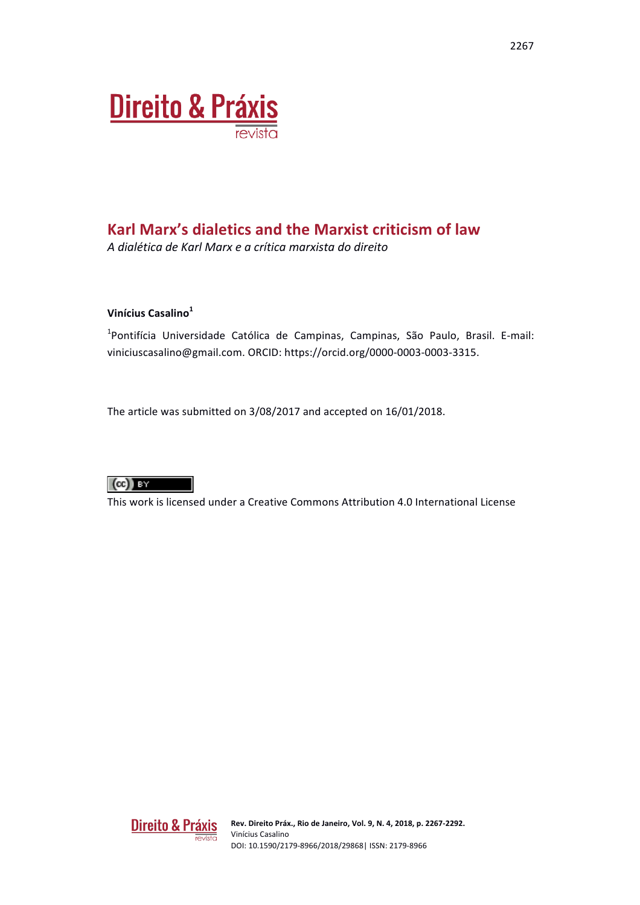# Karl Marx's dialetics and the Marxist criticism of law

*A dialética de Karl Marx e a crítica marxista do direito*

**Vinícius Casalino**[1]

[1]Pontifícia Universidade Católica de Campinas, Campinas, São Paulo, Brasil. E-mail: viniciuscasalino@gmail.com. ORCID: https://orcid.org/0000-0003-0003-3315.

The article was submitted on 3/08/2017 and accepted on 16/01/2018.

This work is licensed under a Creative Commons Attribution 4.0 International License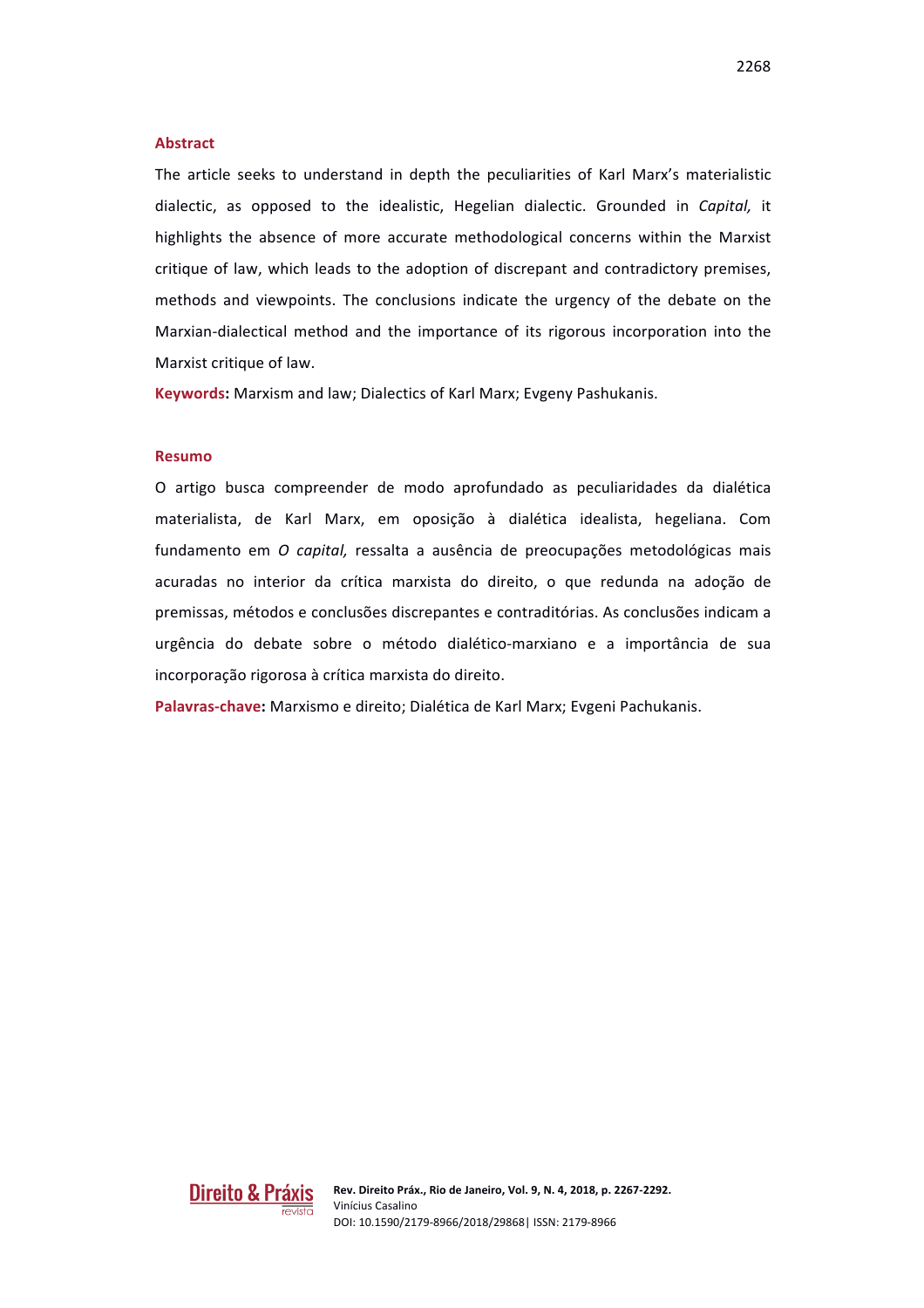### Abstract

The article seeks to understand in depth the peculiarities of Karl Marx's materialistic dialectic, as opposed to the idealistic, Hegelian dialectic. Grounded in *Capital,* it highlights the absence of more accurate methodological concerns within the Marxist critique of law, which leads to the adoption of discrepant and contradictory premises, methods and viewpoints. The conclusions indicate the urgency of the debate on the Marxian-dialectical method and the importance of its rigorous incorporation into the Marxist critique of law.

**Keywords:** Marxism and law; Dialectics of Karl Marx; Evgeny Pashukanis.

### Resumo

O artigo busca compreender de modo aprofundado as peculiaridades da dialética materialista, de Karl Marx, em oposição à dialética idealista, hegeliana. Com fundamento em *O capital,* ressalta a ausência de preocupações metodológicas mais acuradas no interior da crítica marxista do direito, o que redunda na adoção de premissas, métodos e conclusões discrepantes e contraditórias. As conclusões indicam a urgência do debate sobre o método dialético-marxiano e a importância de sua incorporação rigorosa à crítica marxista do direito.

**Palavras-chave:** Marxismo e direito; Dialética de Karl Marx; Evgeni Pachukanis.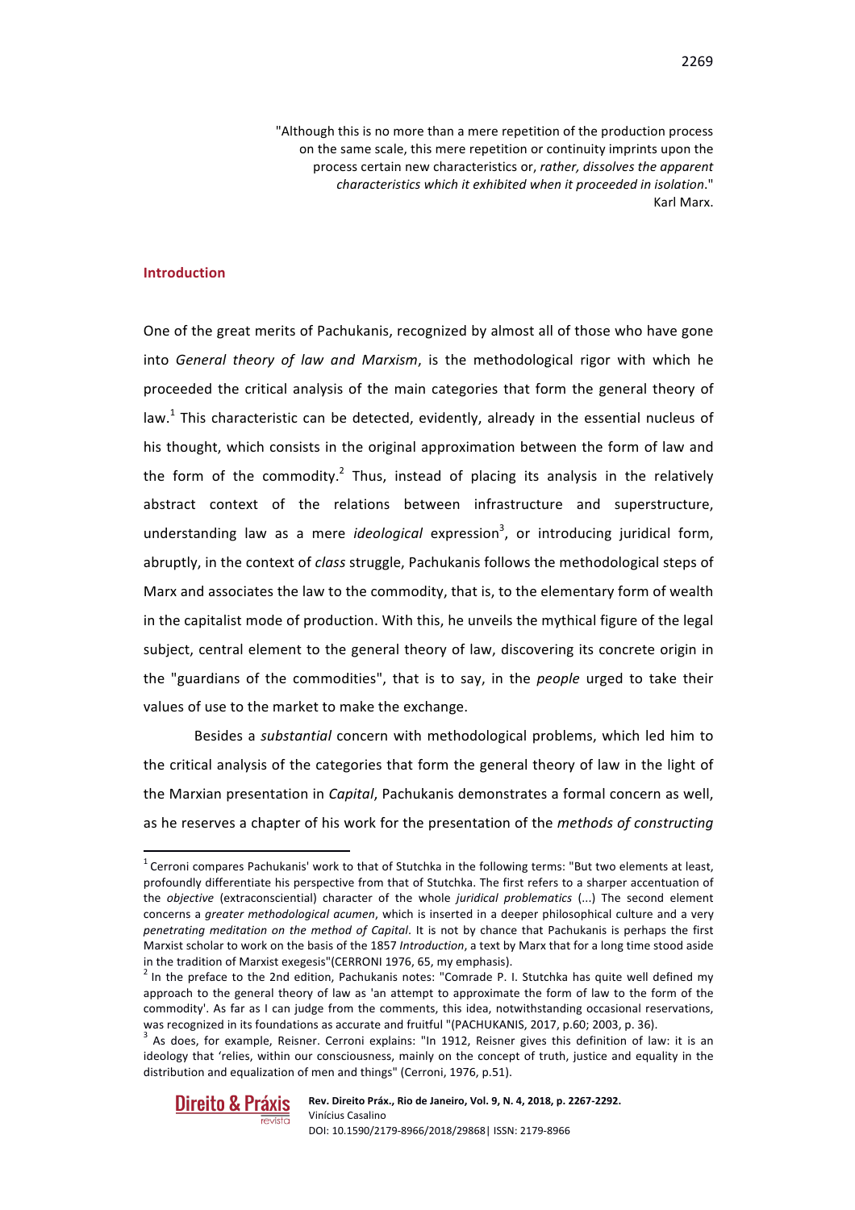> "Although this is no more than a mere repetition of the production process on the same scale, this mere repetition or continuity imprints upon the process certain new characteristics or, *rather, dissolves the apparent characteristics which it exhibited when it proceeded in isolation*."
> Karl Marx.

## Introduction

One of the great merits of Pachukanis, recognized by almost all of those who have gone into *General theory of law and Marxism*, is the methodological rigor with which he proceeded the critical analysis of the main categories that form the general theory of law.[1] This characteristic can be detected, evidently, already in the essential nucleus of his thought, which consists in the original approximation between the form of law and the form of the commodity.[2] Thus, instead of placing its analysis in the relatively abstract context of the relations between infrastructure and superstructure, understanding law as a mere *ideological* expression[3], or introducing juridical form, abruptly, in the context of *class* struggle, Pachukanis follows the methodological steps of Marx and associates the law to the commodity, that is, to the elementary form of wealth in the capitalist mode of production. With this, he unveils the mythical figure of the legal subject, central element to the general theory of law, discovering its concrete origin in the "guardians of the commodities", that is to say, in the *people* urged to take their values of use to the market to make the exchange.

Besides a *substantial* concern with methodological problems, which led him to the critical analysis of the categories that form the general theory of law in the light of the Marxian presentation in *Capital*, Pachukanis demonstrates a formal concern as well, as he reserves a chapter of his work for the presentation of the *methods of constructing*

[1] Cerroni compares Pachukanis' work to that of Stutchka in the following terms: "But two elements at least, profoundly differentiate his perspective from that of Stutchka. The first refers to a sharper accentuation of the *objective* (extraconsciential) character of the whole *juridical problematics* (...) The second element concerns a *greater methodological acumen*, which is inserted in a deeper philosophical culture and a very *penetrating meditation on the method of Capital*. It is not by chance that Pachukanis is perhaps the first Marxist scholar to work on the basis of the 1857 *Introduction*, a text by Marx that for a long time stood aside in the tradition of Marxist exegesis"(CERRONI 1976, 65, my emphasis).

[2] In the preface to the 2nd edition, Pachukanis notes: "Comrade P. I. Stutchka has quite well defined my approach to the general theory of law as 'an attempt to approximate the form of law to the form of the commodity'. As far as I can judge from the comments, this idea, notwithstanding occasional reservations, was recognized in its foundations as accurate and fruitful "(PACHUKANIS, 2017, p.60; 2003, p. 36).

[3] As does, for example, Reisner. Cerroni explains: "In 1912, Reisner gives this definition of law: it is an ideology that 'relies, within our consciousness, mainly on the concept of truth, justice and equality in the distribution and equalization of men and things" (Cerroni, 1976, p.51).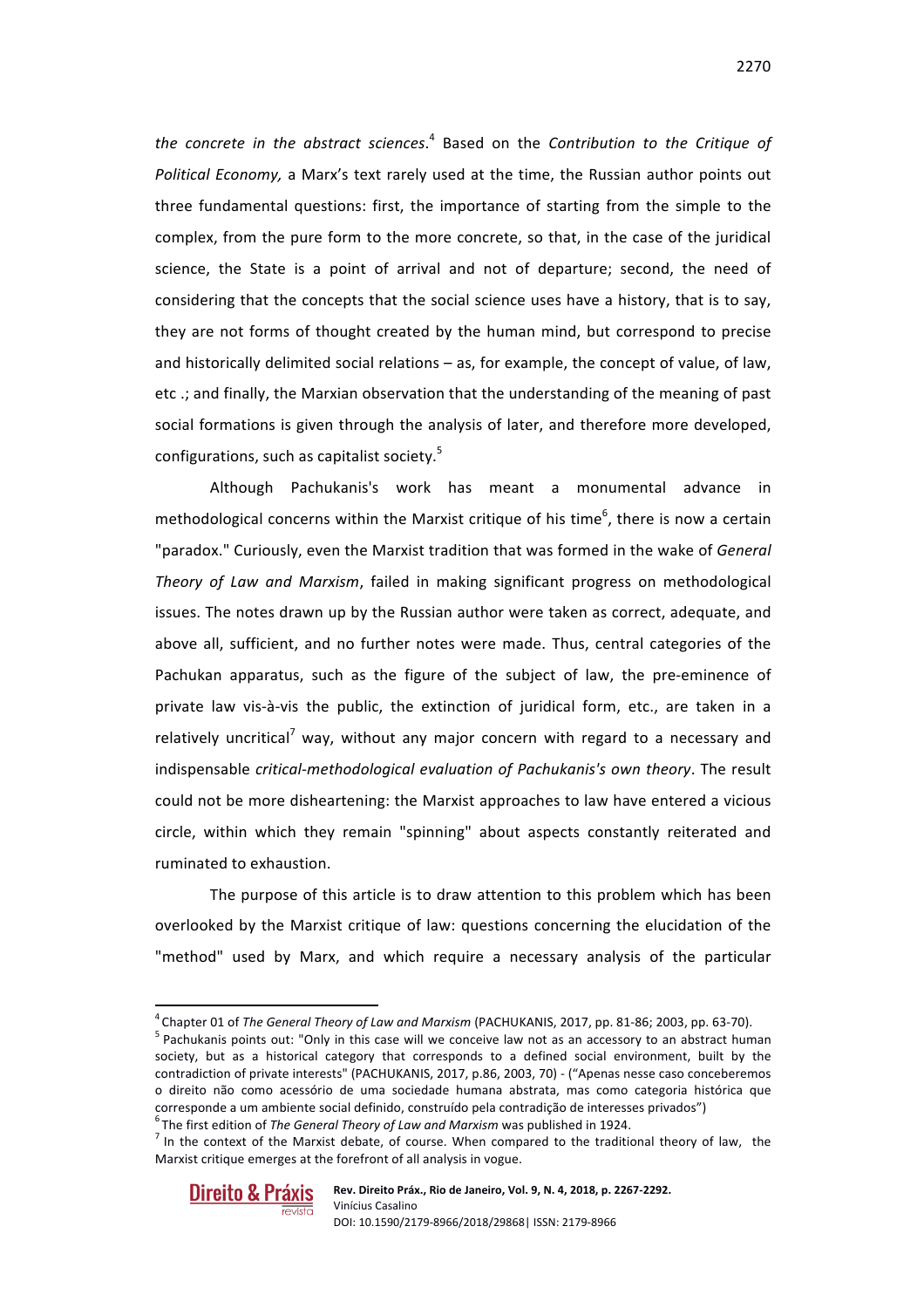*the concrete in the abstract sciences*.[4] Based on the *Contribution to the Critique of Political Economy,* a Marx's text rarely used at the time, the Russian author points out three fundamental questions: first, the importance of starting from the simple to the complex, from the pure form to the more concrete, so that, in the case of the juridical science, the State is a point of arrival and not of departure; second, the need of considering that the concepts that the social science uses have a history, that is to say, they are not forms of thought created by the human mind, but correspond to precise and historically delimited social relations – as, for example, the concept of value, of law, etc .; and finally, the Marxian observation that the understanding of the meaning of past social formations is given through the analysis of later, and therefore more developed, configurations, such as capitalist society.[5]

Although Pachukanis's work has meant a monumental advance in methodological concerns within the Marxist critique of his time[6], there is now a certain "paradox." Curiously, even the Marxist tradition that was formed in the wake of *General Theory of Law and Marxism*, failed in making significant progress on methodological issues. The notes drawn up by the Russian author were taken as correct, adequate, and above all, sufficient, and no further notes were made. Thus, central categories of the Pachukan apparatus, such as the figure of the subject of law, the pre-eminence of private law vis-à-vis the public, the extinction of juridical form, etc., are taken in a relatively uncritical[7] way, without any major concern with regard to a necessary and indispensable *critical-methodological evaluation of Pachukanis's own theory*. The result could not be more disheartening: the Marxist approaches to law have entered a vicious circle, within which they remain "spinning" about aspects constantly reiterated and ruminated to exhaustion.

The purpose of this article is to draw attention to this problem which has been overlooked by the Marxist critique of law: questions concerning the elucidation of the "method" used by Marx, and which require a necessary analysis of the particular

---

[4] Chapter 01 of *The General Theory of Law and Marxism* (PACHUKANIS, 2017, pp. 81-86; 2003, pp. 63-70).

[5] Pachukanis points out: "Only in this case will we conceive law not as an accessory to an abstract human society, but as a historical category that corresponds to a defined social environment, built by the contradiction of private interests" (PACHUKANIS, 2017, p.86, 2003, 70) - ("Apenas nesse caso conceberemos o direito não como acessório de uma sociedade humana abstrata, mas como categoria histórica que corresponde a um ambiente social definido, construído pela contradição de interesses privados")

[6] The first edition of *The General Theory of Law and Marxism* was published in 1924.

[7] In the context of the Marxist debate, of course. When compared to the traditional theory of law, the Marxist critique emerges at the forefront of all analysis in vogue.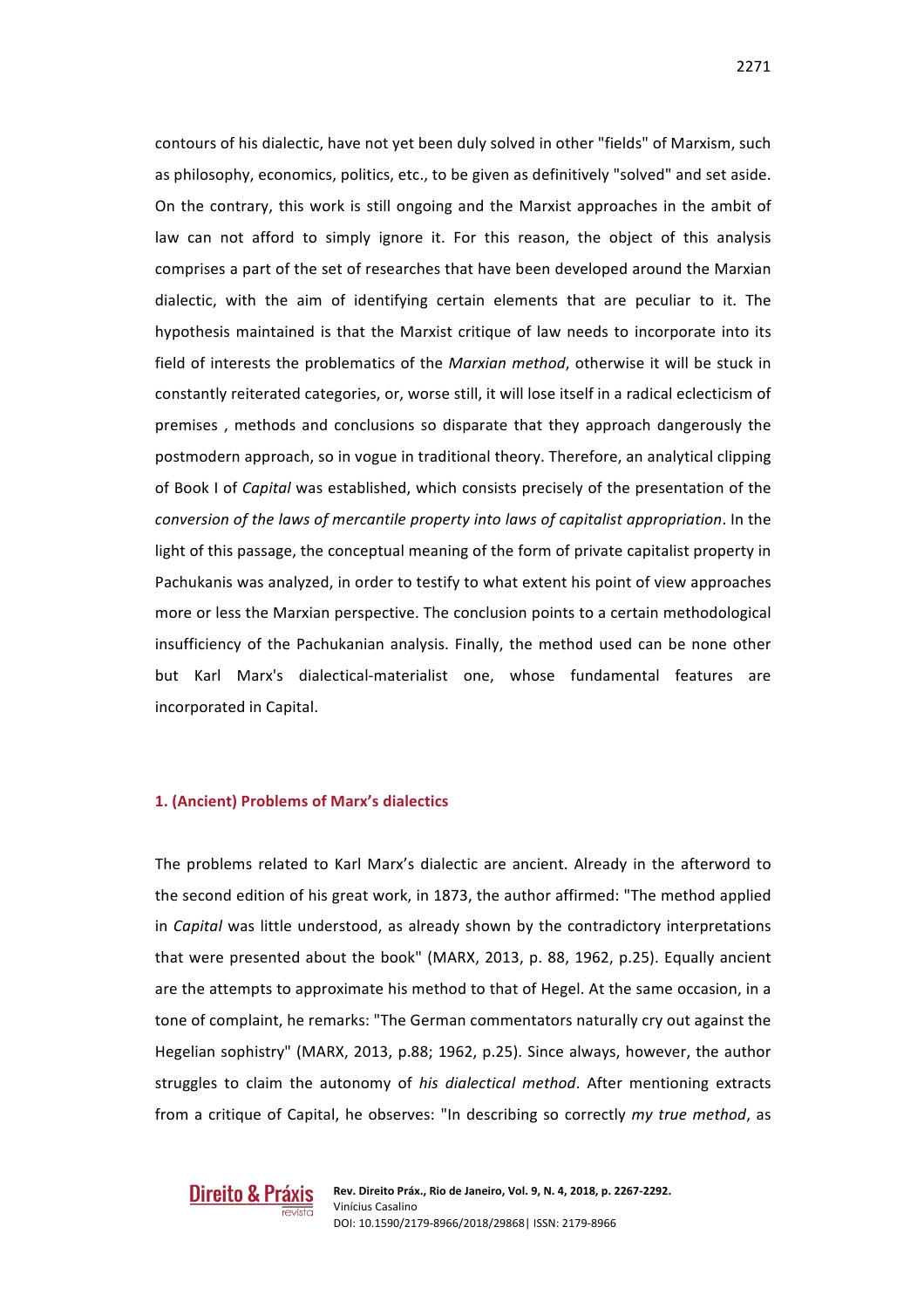contours of his dialectic, have not yet been duly solved in other "fields" of Marxism, such as philosophy, economics, politics, etc., to be given as definitively "solved" and set aside. On the contrary, this work is still ongoing and the Marxist approaches in the ambit of law can not afford to simply ignore it. For this reason, the object of this analysis comprises a part of the set of researches that have been developed around the Marxian dialectic, with the aim of identifying certain elements that are peculiar to it. The hypothesis maintained is that the Marxist critique of law needs to incorporate into its field of interests the problematics of the *Marxian method*, otherwise it will be stuck in constantly reiterated categories, or, worse still, it will lose itself in a radical eclecticism of premises , methods and conclusions so disparate that they approach dangerously the postmodern approach, so in vogue in traditional theory. Therefore, an analytical clipping of Book I of *Capital* was established, which consists precisely of the presentation of the *conversion of the laws of mercantile property into laws of capitalist appropriation*. In the light of this passage, the conceptual meaning of the form of private capitalist property in Pachukanis was analyzed, in order to testify to what extent his point of view approaches more or less the Marxian perspective. The conclusion points to a certain methodological insufficiency of the Pachukanian analysis. Finally, the method used can be none other but Karl Marx's dialectical-materialist one, whose fundamental features are incorporated in Capital.

## 1. (Ancient) Problems of Marx's dialectics

The problems related to Karl Marx's dialectic are ancient. Already in the afterword to the second edition of his great work, in 1873, the author affirmed: "The method applied in *Capital* was little understood, as already shown by the contradictory interpretations that were presented about the book" (MARX, 2013, p. 88, 1962, p.25). Equally ancient are the attempts to approximate his method to that of Hegel. At the same occasion, in a tone of complaint, he remarks: "The German commentators naturally cry out against the Hegelian sophistry" (MARX, 2013, p.88; 1962, p.25). Since always, however, the author struggles to claim the autonomy of *his dialectical method*. After mentioning extracts from a critique of Capital, he observes: "In describing so correctly *my true method*, as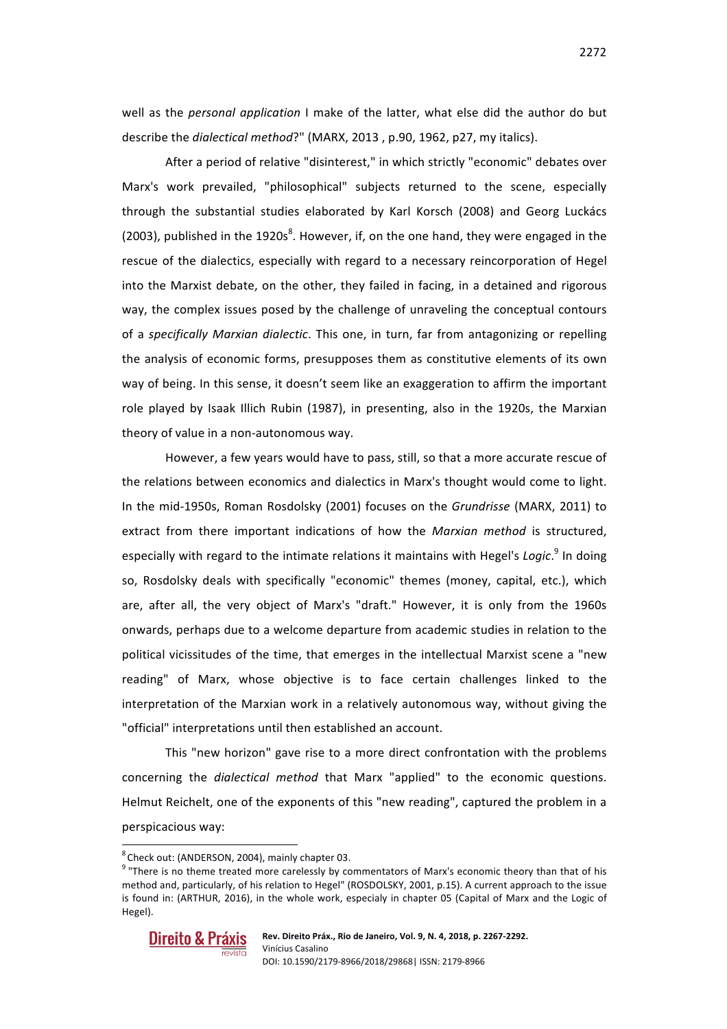well as the *personal application* I make of the latter, what else did the author do but describe the *dialectical method*?" (MARX, 2013 , p.90, 1962, p27, my italics).

After a period of relative "disinterest," in which strictly "economic" debates over Marx's work prevailed, "philosophical" subjects returned to the scene, especially through the substantial studies elaborated by Karl Korsch (2008) and Georg Luckács (2003), published in the 1920s[8]. However, if, on the one hand, they were engaged in the rescue of the dialectics, especially with regard to a necessary reincorporation of Hegel into the Marxist debate, on the other, they failed in facing, in a detained and rigorous way, the complex issues posed by the challenge of unraveling the conceptual contours of a *specifically Marxian dialectic*. This one, in turn, far from antagonizing or repelling the analysis of economic forms, presupposes them as constitutive elements of its own way of being. In this sense, it doesn't seem like an exaggeration to affirm the important role played by Isaak Illich Rubin (1987), in presenting, also in the 1920s, the Marxian theory of value in a non-autonomous way.

However, a few years would have to pass, still, so that a more accurate rescue of the relations between economics and dialectics in Marx's thought would come to light. In the mid-1950s, Roman Rosdolsky (2001) focuses on the *Grundrisse* (MARX, 2011) to extract from there important indications of how the *Marxian method* is structured, especially with regard to the intimate relations it maintains with Hegel's *Logic*.[9] In doing so, Rosdolsky deals with specifically "economic" themes (money, capital, etc.), which are, after all, the very object of Marx's "draft." However, it is only from the 1960s onwards, perhaps due to a welcome departure from academic studies in relation to the political vicissitudes of the time, that emerges in the intellectual Marxist scene a "new reading" of Marx, whose objective is to face certain challenges linked to the interpretation of the Marxian work in a relatively autonomous way, without giving the "official" interpretations until then established an account.

This "new horizon" gave rise to a more direct confrontation with the problems concerning the *dialectical method* that Marx "applied" to the economic questions. Helmut Reichelt, one of the exponents of this "new reading", captured the problem in a perspicacious way:

---

[8] Check out: (ANDERSON, 2004), mainly chapter 03.

[9] "There is no theme treated more carelessly by commentators of Marx's economic theory than that of his method and, particularly, of his relation to Hegel" (ROSDOLSKY, 2001, p.15). A current approach to the issue is found in: (ARTHUR, 2016), in the whole work, especialy in chapter 05 (Capital of Marx and the Logic of Hegel).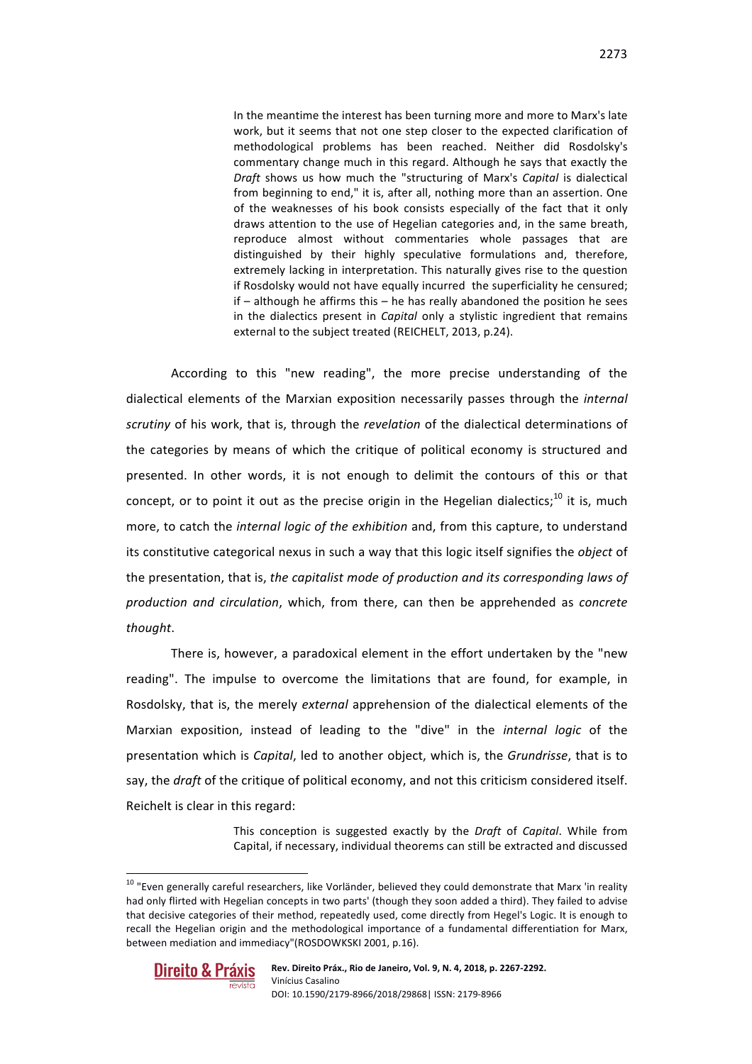> In the meantime the interest has been turning more and more to Marx's late work, but it seems that not one step closer to the expected clarification of methodological problems has been reached. Neither did Rosdolsky's commentary change much in this regard. Although he says that exactly the *Draft* shows us how much the "structuring of Marx's *Capital* is dialectical from beginning to end," it is, after all, nothing more than an assertion. One of the weaknesses of his book consists especially of the fact that it only draws attention to the use of Hegelian categories and, in the same breath, reproduce almost without commentaries whole passages that are distinguished by their highly speculative formulations and, therefore, extremely lacking in interpretation. This naturally gives rise to the question if Rosdolsky would not have equally incurred the superficiality he censured; if – although he affirms this – he has really abandoned the position he sees in the dialectics present in *Capital* only a stylistic ingredient that remains external to the subject treated (REICHELT, 2013, p.24).

According to this "new reading", the more precise understanding of the dialectical elements of the Marxian exposition necessarily passes through the *internal scrutiny* of his work, that is, through the *revelation* of the dialectical determinations of the categories by means of which the critique of political economy is structured and presented. In other words, it is not enough to delimit the contours of this or that concept, or to point it out as the precise origin in the Hegelian dialectics;[10] it is, much more, to catch the *internal logic of the exhibition* and, from this capture, to understand its constitutive categorical nexus in such a way that this logic itself signifies the *object* of the presentation, that is, *the capitalist mode of production and its corresponding laws of production and circulation*, which, from there, can then be apprehended as *concrete thought*.

There is, however, a paradoxical element in the effort undertaken by the "new reading". The impulse to overcome the limitations that are found, for example, in Rosdolsky, that is, the merely *external* apprehension of the dialectical elements of the Marxian exposition, instead of leading to the "dive" in the *internal logic* of the presentation which is *Capital*, led to another object, which is, the *Grundrisse*, that is to say, the *draft* of the critique of political economy, and not this criticism considered itself. Reichelt is clear in this regard:

> This conception is suggested exactly by the *Draft* of *Capital*. While from Capital, if necessary, individual theorems can still be extracted and discussed

[10] "Even generally careful researchers, like Vorländer, believed they could demonstrate that Marx 'in reality had only flirted with Hegelian concepts in two parts' (though they soon added a third). They failed to advise that decisive categories of their method, repeatedly used, come directly from Hegel's Logic. It is enough to recall the Hegelian origin and the methodological importance of a fundamental differentiation for Marx, between mediation and immediacy"(ROSDOWKSKI 2001, p.16).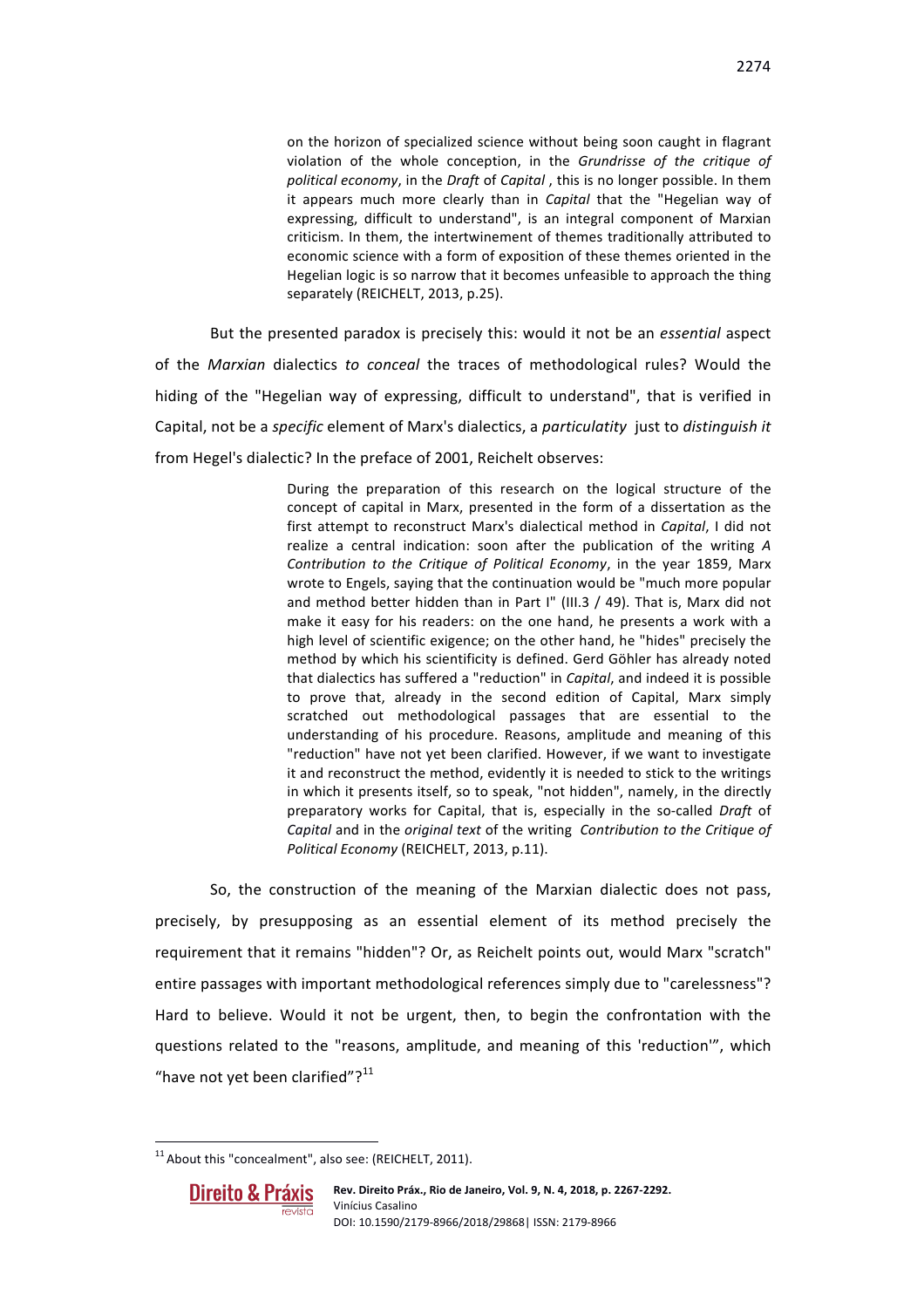> on the horizon of specialized science without being soon caught in flagrant violation of the whole conception, in the *Grundrisse of the critique of political economy*, in the *Draft* of *Capital* , this is no longer possible. In them it appears much more clearly than in *Capital* that the "Hegelian way of expressing, difficult to understand", is an integral component of Marxian criticism. In them, the intertwinement of themes traditionally attributed to economic science with a form of exposition of these themes oriented in the Hegelian logic is so narrow that it becomes unfeasible to approach the thing separately (REICHELT, 2013, p.25).

But the presented paradox is precisely this: would it not be an *essential* aspect of the *Marxian* dialectics *to conceal* the traces of methodological rules? Would the hiding of the "Hegelian way of expressing, difficult to understand", that is verified in Capital, not be a *specific* element of Marx's dialectics, a *particulatity* just to *distinguish it* from Hegel's dialectic? In the preface of 2001, Reichelt observes:

> During the preparation of this research on the logical structure of the concept of capital in Marx, presented in the form of a dissertation as the first attempt to reconstruct Marx's dialectical method in *Capital*, I did not realize a central indication: soon after the publication of the writing *A Contribution to the Critique of Political Economy*, in the year 1859, Marx wrote to Engels, saying that the continuation would be "much more popular and method better hidden than in Part I" (III.3 / 49). That is, Marx did not make it easy for his readers: on the one hand, he presents a work with a high level of scientific exigence; on the other hand, he "hides" precisely the method by which his scientificity is defined. Gerd Göhler has already noted that dialectics has suffered a "reduction" in *Capital*, and indeed it is possible to prove that, already in the second edition of Capital, Marx simply scratched out methodological passages that are essential to the understanding of his procedure. Reasons, amplitude and meaning of this "reduction" have not yet been clarified. However, if we want to investigate it and reconstruct the method, evidently it is needed to stick to the writings in which it presents itself, so to speak, "not hidden", namely, in the directly preparatory works for Capital, that is, especially in the so-called *Draft* of *Capital* and in the *original text* of the writing *Contribution to the Critique of Political Economy* (REICHELT, 2013, p.11).

So, the construction of the meaning of the Marxian dialectic does not pass, precisely, by presupposing as an essential element of its method precisely the requirement that it remains "hidden"? Or, as Reichelt points out, would Marx "scratch" entire passages with important methodological references simply due to "carelessness"? Hard to believe. Would it not be urgent, then, to begin the confrontation with the questions related to the "reasons, amplitude, and meaning of this 'reduction'", which "have not yet been clarified"?[11]

---

[11] About this "concealment", also see: (REICHELT, 2011).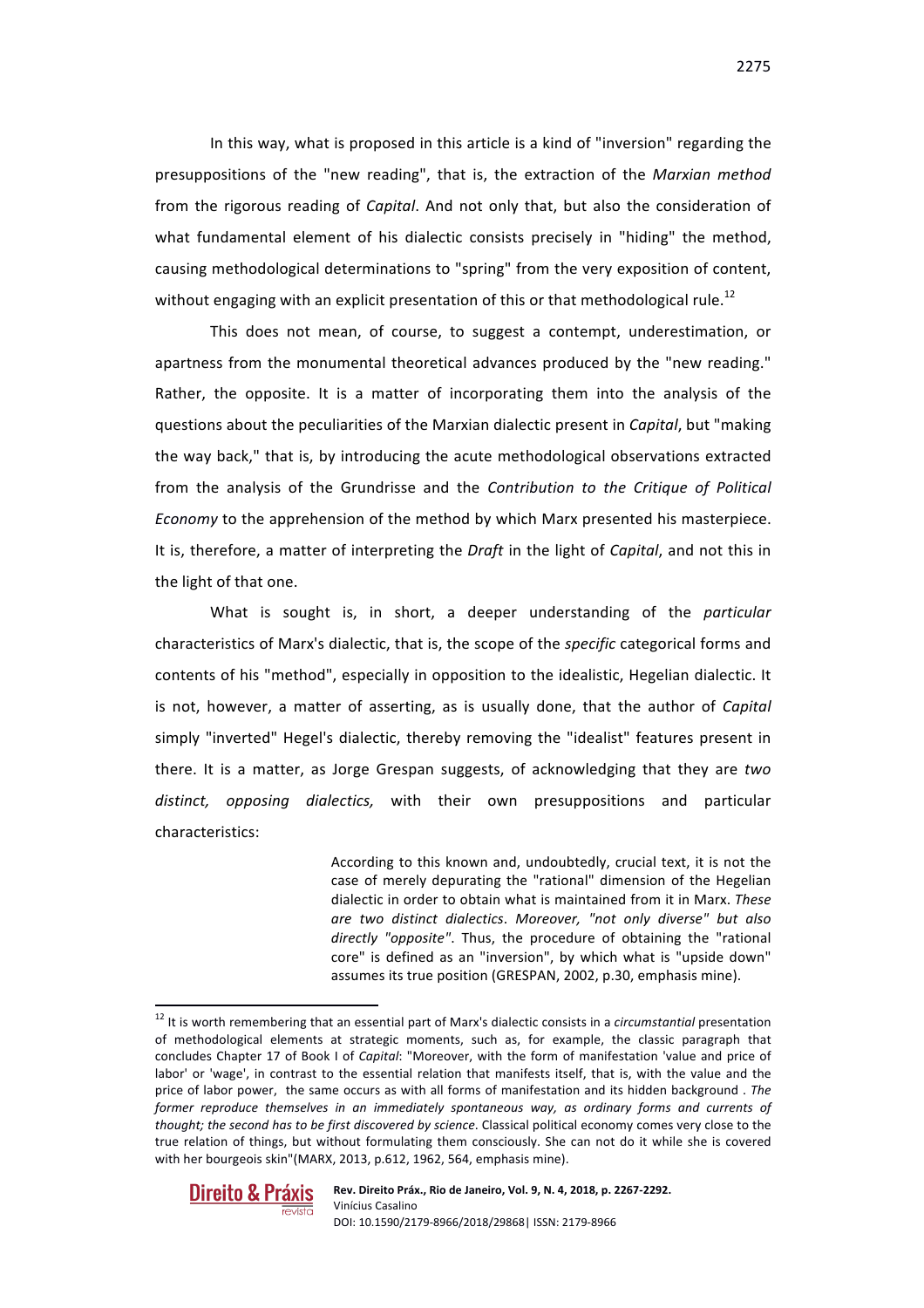In this way, what is proposed in this article is a kind of "inversion" regarding the presuppositions of the "new reading", that is, the extraction of the *Marxian method* from the rigorous reading of *Capital*. And not only that, but also the consideration of what fundamental element of his dialectic consists precisely in "hiding" the method, causing methodological determinations to "spring" from the very exposition of content, without engaging with an explicit presentation of this or that methodological rule.[12]

This does not mean, of course, to suggest a contempt, underestimation, or apartness from the monumental theoretical advances produced by the "new reading." Rather, the opposite. It is a matter of incorporating them into the analysis of the questions about the peculiarities of the Marxian dialectic present in *Capital*, but "making the way back," that is, by introducing the acute methodological observations extracted from the analysis of the Grundrisse and the *Contribution to the Critique of Political Economy* to the apprehension of the method by which Marx presented his masterpiece. It is, therefore, a matter of interpreting the *Draft* in the light of *Capital*, and not this in the light of that one.

What is sought is, in short, a deeper understanding of the *particular* characteristics of Marx's dialectic, that is, the scope of the *specific* categorical forms and contents of his "method", especially in opposition to the idealistic, Hegelian dialectic. It is not, however, a matter of asserting, as is usually done, that the author of *Capital* simply "inverted" Hegel's dialectic, thereby removing the "idealist" features present in there. It is a matter, as Jorge Grespan suggests, of acknowledging that they are *two distinct, opposing dialectics,* with their own presuppositions and particular characteristics:

> According to this known and, undoubtedly, crucial text, it is not the case of merely depurating the "rational" dimension of the Hegelian dialectic in order to obtain what is maintained from it in Marx. *These are two distinct dialectics*. *Moreover, "not only diverse" but also directly "opposite"*. Thus, the procedure of obtaining the "rational core" is defined as an "inversion", by which what is "upside down" assumes its true position (GRESPAN, 2002, p.30, emphasis mine).

---

[12] It is worth remembering that an essential part of Marx's dialectic consists in a *circumstantial* presentation of methodological elements at strategic moments, such as, for example, the classic paragraph that concludes Chapter 17 of Book I of *Capital*: "Moreover, with the form of manifestation 'value and price of labor' or 'wage', in contrast to the essential relation that manifests itself, that is, with the value and the price of labor power, the same occurs as with all forms of manifestation and its hidden background . *The former reproduce themselves in an immediately spontaneous way, as ordinary forms and currents of thought; the second has to be first discovered by science.* Classical political economy comes very close to the true relation of things, but without formulating them consciously. She can not do it while she is covered with her bourgeois skin"(MARX, 2013, p.612, 1962, 564, emphasis mine).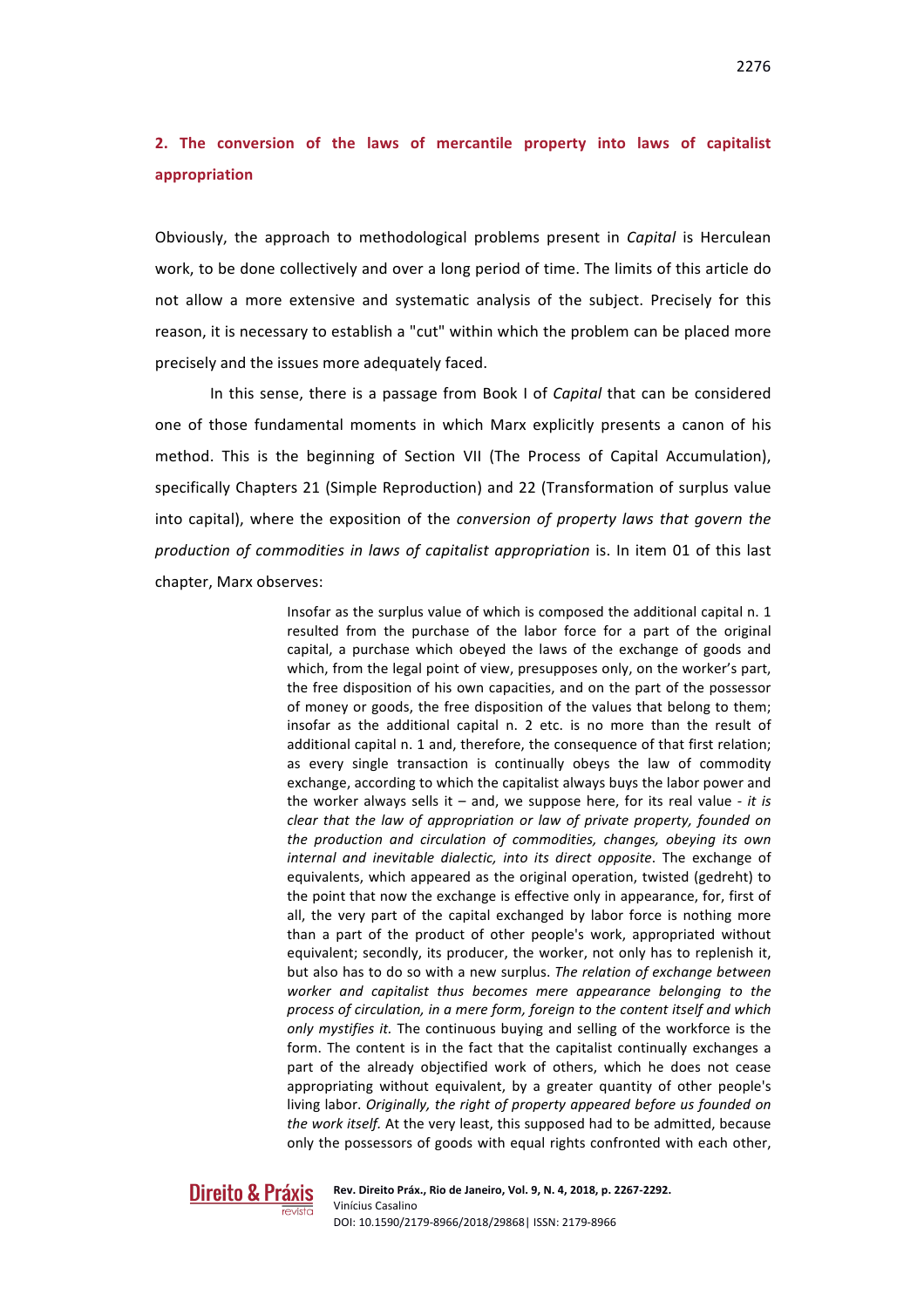## 2. The conversion of the laws of mercantile property into laws of capitalist appropriation

Obviously, the approach to methodological problems present in *Capital* is Herculean work, to be done collectively and over a long period of time. The limits of this article do not allow a more extensive and systematic analysis of the subject. Precisely for this reason, it is necessary to establish a "cut" within which the problem can be placed more precisely and the issues more adequately faced.

In this sense, there is a passage from Book I of *Capital* that can be considered one of those fundamental moments in which Marx explicitly presents a canon of his method. This is the beginning of Section VII (The Process of Capital Accumulation), specifically Chapters 21 (Simple Reproduction) and 22 (Transformation of surplus value into capital), where the exposition of the *conversion of property laws that govern the production of commodities in laws of capitalist appropriation* is. In item 01 of this last chapter, Marx observes:

> Insofar as the surplus value of which is composed the additional capital n. 1 resulted from the purchase of the labor force for a part of the original capital, a purchase which obeyed the laws of the exchange of goods and which, from the legal point of view, presupposes only, on the worker's part, the free disposition of his own capacities, and on the part of the possessor of money or goods, the free disposition of the values that belong to them; insofar as the additional capital n. 2 etc. is no more than the result of additional capital n. 1 and, therefore, the consequence of that first relation; as every single transaction is continually obeys the law of commodity exchange, according to which the capitalist always buys the labor power and the worker always sells it – and, we suppose here, for its real value - *it is clear that the law of appropriation or law of private property, founded on the production and circulation of commodities, changes, obeying its own internal and inevitable dialectic, into its direct opposite*. The exchange of equivalents, which appeared as the original operation, twisted (gedreht) to the point that now the exchange is effective only in appearance, for, first of all, the very part of the capital exchanged by labor force is nothing more than a part of the product of other people's work, appropriated without equivalent; secondly, its producer, the worker, not only has to replenish it, but also has to do so with a new surplus. *The relation of exchange between worker and capitalist thus becomes mere appearance belonging to the process of circulation, in a mere form, foreign to the content itself and which only mystifies it.* The continuous buying and selling of the workforce is the form. The content is in the fact that the capitalist continually exchanges a part of the already objectified work of others, which he does not cease appropriating without equivalent, by a greater quantity of other people's living labor. *Originally, the right of property appeared before us founded on the work itself.* At the very least, this supposed had to be admitted, because only the possessors of goods with equal rights confronted with each other,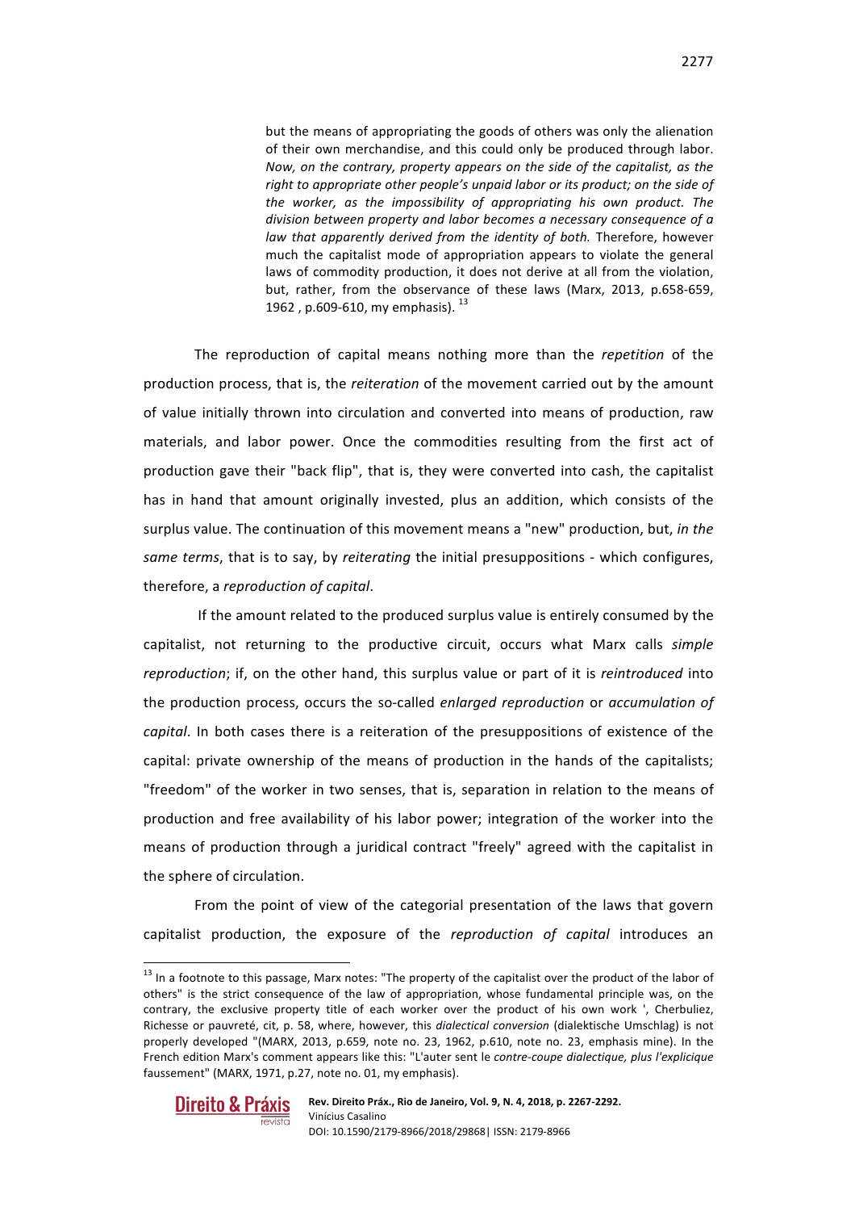> but the means of appropriating the goods of others was only the alienation of their own merchandise, and this could only be produced through labor. *Now, on the contrary, property appears on the side of the capitalist, as the right to appropriate other people's unpaid labor or its product; on the side of the worker, as the impossibility of appropriating his own product. The division between property and labor becomes a necessary consequence of a law that apparently derived from the identity of both.* Therefore, however much the capitalist mode of appropriation appears to violate the general laws of commodity production, it does not derive at all from the violation, but, rather, from the observance of these laws (Marx, 2013, p.658-659, 1962 , p.609-610, my emphasis). [13]

The reproduction of capital means nothing more than the *repetition* of the production process, that is, the *reiteration* of the movement carried out by the amount of value initially thrown into circulation and converted into means of production, raw materials, and labor power. Once the commodities resulting from the first act of production gave their "back flip", that is, they were converted into cash, the capitalist has in hand that amount originally invested, plus an addition, which consists of the surplus value. The continuation of this movement means a "new" production, but, *in the same terms*, that is to say, by *reiterating* the initial presuppositions - which configures, therefore, a *reproduction of capital*.

If the amount related to the produced surplus value is entirely consumed by the capitalist, not returning to the productive circuit, occurs what Marx calls *simple reproduction*; if, on the other hand, this surplus value or part of it is *reintroduced* into the production process, occurs the so-called *enlarged reproduction* or *accumulation of capital*. In both cases there is a reiteration of the presuppositions of existence of the capital: private ownership of the means of production in the hands of the capitalists; "freedom" of the worker in two senses, that is, separation in relation to the means of production and free availability of his labor power; integration of the worker into the means of production through a juridical contract "freely" agreed with the capitalist in the sphere of circulation.

From the point of view of the categorial presentation of the laws that govern capitalist production, the exposure of the *reproduction of capital* introduces an

[13] In a footnote to this passage, Marx notes: "The property of the capitalist over the product of the labor of others" is the strict consequence of the law of appropriation, whose fundamental principle was, on the contrary, the exclusive property title of each worker over the product of his own work ', Cherbuliez, Richesse or pauvreté, cit, p. 58, where, however, this *dialectical conversion* (dialektische Umschlag) is not properly developed "(MARX, 2013, p.659, note no. 23, 1962, p.610, note no. 23, emphasis mine). In the French edition Marx's comment appears like this: "L'auter sent le *contre-coupe dialectique, plus l'explicique* faussement" (MARX, 1971, p.27, note no. 01, my emphasis).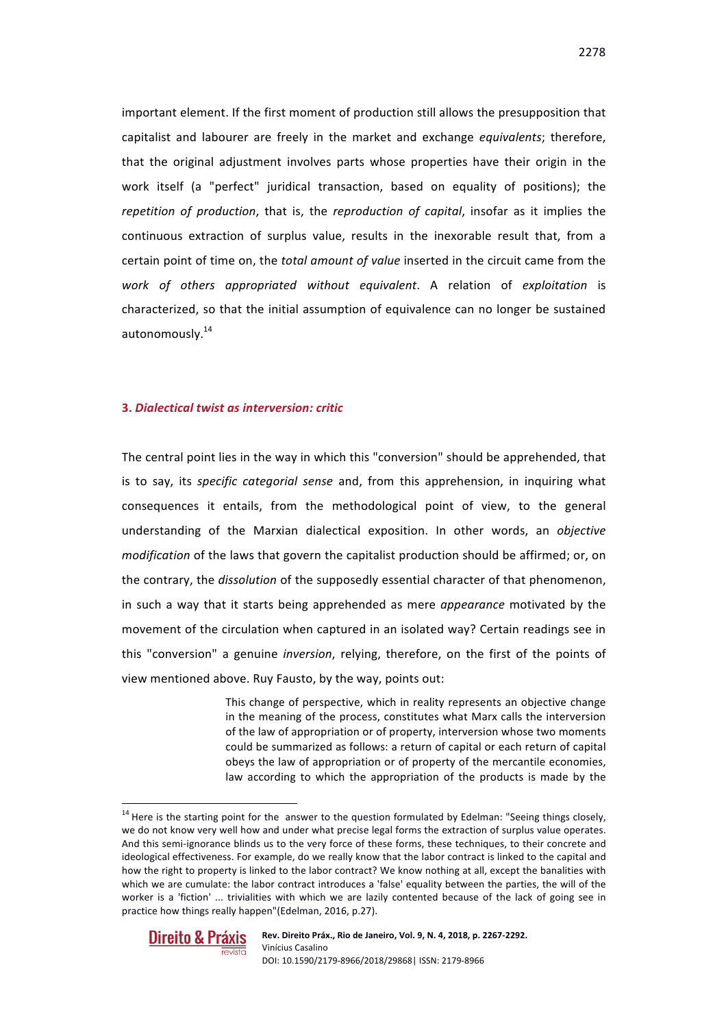important element. If the first moment of production still allows the presupposition that capitalist and labourer are freely in the market and exchange *equivalents*; therefore, that the original adjustment involves parts whose properties have their origin in the work itself (a "perfect" juridical transaction, based on equality of positions); the *repetition of production*, that is, the *reproduction of capital*, insofar as it implies the continuous extraction of surplus value, results in the inexorable result that, from a certain point of time on, the *total amount of value* inserted in the circuit came from the *work of others appropriated without equivalent*. A relation of *exploitation* is characterized, so that the initial assumption of equivalence can no longer be sustained autonomously.[14]

### 3. *Dialectical twist as interversion: critic*

The central point lies in the way in which this "conversion" should be apprehended, that is to say, its *specific categorial sense* and, from this apprehension, in inquiring what consequences it entails, from the methodological point of view, to the general understanding of the Marxian dialectical exposition. In other words, an *objective modification* of the laws that govern the capitalist production should be affirmed; or, on the contrary, the *dissolution* of the supposedly essential character of that phenomenon, in such a way that it starts being apprehended as mere *appearance* motivated by the movement of the circulation when captured in an isolated way? Certain readings see in this "conversion" a genuine *inversion*, relying, therefore, on the first of the points of view mentioned above. Ruy Fausto, by the way, points out:

> This change of perspective, which in reality represents an objective change in the meaning of the process, constitutes what Marx calls the interversion of the law of appropriation or of property, interversion whose two moments could be summarized as follows: a return of capital or each return of capital obeys the law of appropriation or of property of the mercantile economies, law according to which the appropriation of the products is made by the

[14] Here is the starting point for the answer to the question formulated by Edelman: "Seeing things closely, we do not know very well how and under what precise legal forms the extraction of surplus value operates. And this semi-ignorance blinds us to the very force of these forms, these techniques, to their concrete and ideological effectiveness. For example, do we really know that the labor contract is linked to the capital and how the right to property is linked to the labor contract? We know nothing at all, except the banalities with which we are cumulate: the labor contract introduces a 'false' equality between the parties, the will of the worker is a 'fiction' ... trivialities with which we are lazily contented because of the lack of going see in practice how things really happen"(Edelman, 2016, p.27).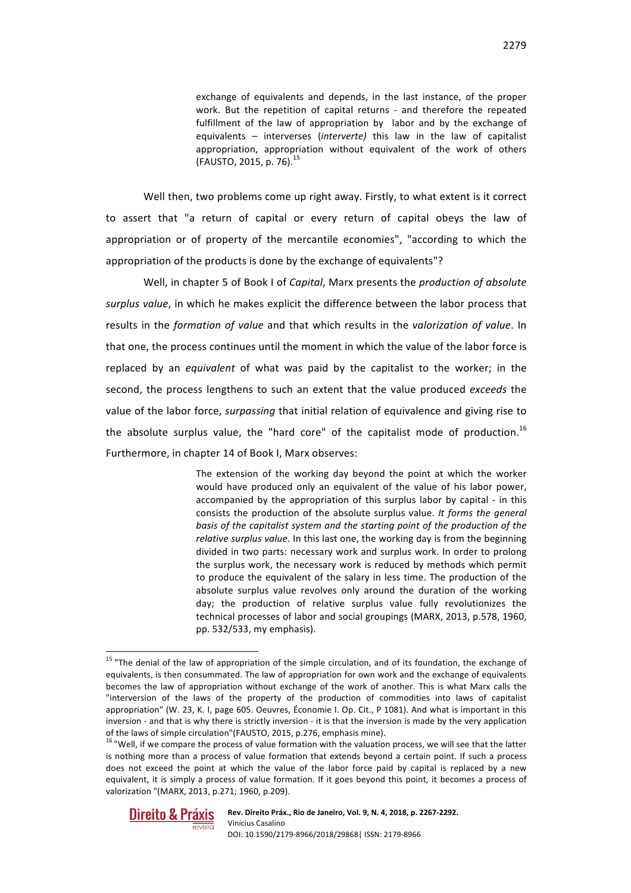> exchange of equivalents and depends, in the last instance, of the proper work. But the repetition of capital returns - and therefore the repeated fulfillment of the law of appropriation by labor and by the exchange of equivalents – interverses (*interverte)* this law in the law of capitalist appropriation, appropriation without equivalent of the work of others (FAUSTO, 2015, p. 76).[15]

Well then, two problems come up right away. Firstly, to what extent is it correct to assert that "a return of capital or every return of capital obeys the law of appropriation or of property of the mercantile economies", "according to which the appropriation of the products is done by the exchange of equivalents"?

Well, in chapter 5 of Book I of *Capital*, Marx presents the *production of absolute surplus value*, in which he makes explicit the difference between the labor process that results in the *formation of value* and that which results in the *valorization of value*. In that one, the process continues until the moment in which the value of the labor force is replaced by an *equivalent* of what was paid by the capitalist to the worker; in the second, the process lengthens to such an extent that the value produced *exceeds* the value of the labor force, *surpassing* that initial relation of equivalence and giving rise to the absolute surplus value, the "hard core" of the capitalist mode of production.[16] Furthermore, in chapter 14 of Book I, Marx observes:

> The extension of the working day beyond the point at which the worker would have produced only an equivalent of the value of his labor power, accompanied by the appropriation of this surplus labor by capital - in this consists the production of the absolute surplus value. *It forms the general basis of the capitalist system and the starting point of the production of the relative surplus value*. In this last one, the working day is from the beginning divided in two parts: necessary work and surplus work. In order to prolong the surplus work, the necessary work is reduced by methods which permit to produce the equivalent of the salary in less time. The production of the absolute surplus value revolves only around the duration of the working day; the production of relative surplus value fully revolutionizes the technical processes of labor and social groupings (MARX, 2013, p.578, 1960, pp. 532/533, my emphasis).

---

[15] "The denial of the law of appropriation of the simple circulation, and of its foundation, the exchange of equivalents, is then consummated. The law of appropriation for own work and the exchange of equivalents becomes the law of appropriation without exchange of the work of another. This is what Marx calls the "interversion of the laws of the property of the production of commodities into laws of capitalist appropriation" (W. 23, K. I, page 605. Oeuvres, Économie I. Op. Cit., P 1081). And what is important in this inversion - and that is why there is strictly inversion - it is that the inversion is made by the very application of the laws of simple circulation"(FAUSTO, 2015, p.276, emphasis mine).

[16] "Well, if we compare the process of value formation with the valuation process, we will see that the latter is nothing more than a process of value formation that extends beyond a certain point. If such a process does not exceed the point at which the value of the labor force paid by capital is replaced by a new equivalent, it is simply a process of value formation. If it goes beyond this point, it becomes a process of valorization "(MARX, 2013, p.271; 1960, p.209).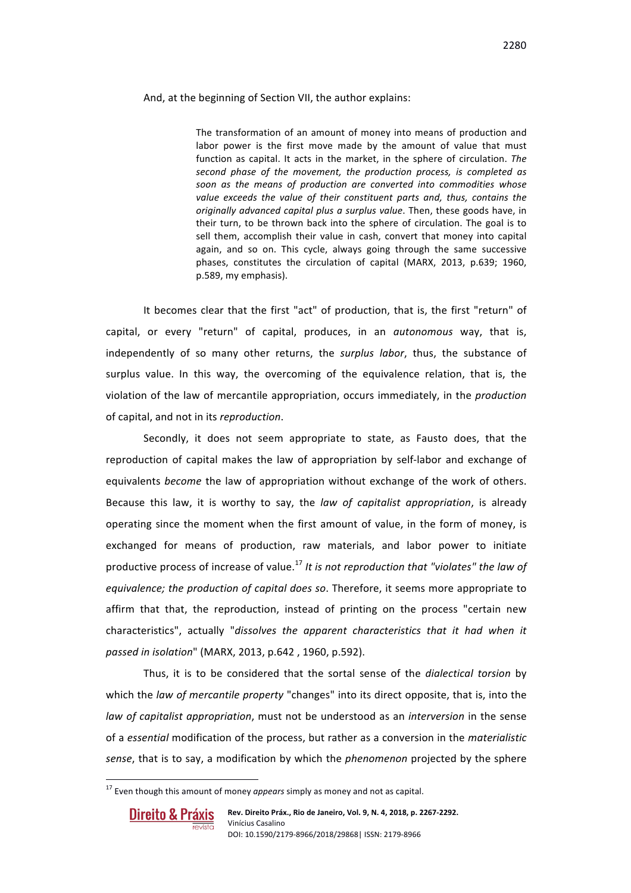And, at the beginning of Section VII, the author explains:

> The transformation of an amount of money into means of production and labor power is the first move made by the amount of value that must function as capital. It acts in the market, in the sphere of circulation. *The second phase of the movement, the production process, is completed as soon as the means of production are converted into commodities whose value exceeds the value of their constituent parts and, thus, contains the originally advanced capital plus a surplus value*. Then, these goods have, in their turn, to be thrown back into the sphere of circulation. The goal is to sell them, accomplish their value in cash, convert that money into capital again, and so on. This cycle, always going through the same successive phases, constitutes the circulation of capital (MARX, 2013, p.639; 1960, p.589, my emphasis).

It becomes clear that the first "act" of production, that is, the first "return" of capital, or every "return" of capital, produces, in an *autonomous* way, that is, independently of so many other returns, the *surplus labor*, thus, the substance of surplus value. In this way, the overcoming of the equivalence relation, that is, the violation of the law of mercantile appropriation, occurs immediately, in the *production* of capital, and not in its *reproduction*.

Secondly, it does not seem appropriate to state, as Fausto does, that the reproduction of capital makes the law of appropriation by self-labor and exchange of equivalents *become* the law of appropriation without exchange of the work of others. Because this law, it is worthy to say, the *law of capitalist appropriation*, is already operating since the moment when the first amount of value, in the form of money, is exchanged for means of production, raw materials, and labor power to initiate productive process of increase of value.[17] *It is not reproduction that "violates" the law of equivalence; the production of capital does so*. Therefore, it seems more appropriate to affirm that that, the reproduction, instead of printing on the process "certain new characteristics", actually "*dissolves the apparent characteristics that it had when it passed in isolation*" (MARX, 2013, p.642 , 1960, p.592).

Thus, it is to be considered that the sortal sense of the *dialectical torsion* by which the *law of mercantile property* "changes" into its direct opposite, that is, into the *law of capitalist appropriation*, must not be understood as an *interversion* in the sense of a *essential* modification of the process, but rather as a conversion in the *materialistic sense*, that is to say, a modification by which the *phenomenon* projected by the sphere

[17] Even though this amount of money *appears* simply as money and not as capital.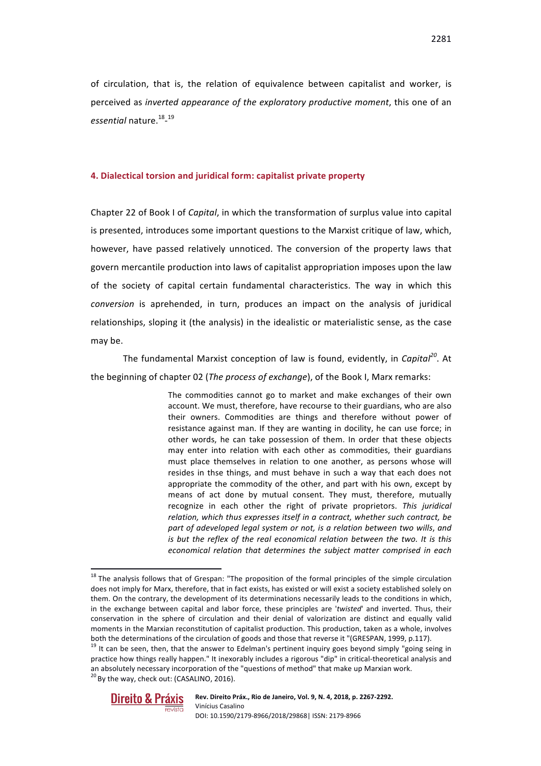of circulation, that is, the relation of equivalence between capitalist and worker, is perceived as *inverted appearance of the exploratory productive moment*, this one of an *essential* nature.[18]-[19]

## 4. Dialectical torsion and juridical form: capitalist private property

Chapter 22 of Book I of *Capital*, in which the transformation of surplus value into capital is presented, introduces some important questions to the Marxist critique of law, which, however, have passed relatively unnoticed. The conversion of the property laws that govern mercantile production into laws of capitalist appropriation imposes upon the law of the society of capital certain fundamental characteristics. The way in which this *conversion* is aprehended, in turn, produces an impact on the analysis of juridical relationships, sloping it (the analysis) in the idealistic or materialistic sense, as the case may be.

The fundamental Marxist conception of law is found, evidently, in *Capital*[20]. At the beginning of chapter 02 (*The process of exchange*), of the Book I, Marx remarks:

> The commodities cannot go to market and make exchanges of their own account. We must, therefore, have recourse to their guardians, who are also their owners. Commodities are things and therefore without power of resistance against man. If they are wanting in docility, he can use force; in other words, he can take possession of them. In order that these objects may enter into relation with each other as commodities, their guardians must place themselves in relation to one another, as persons whose will resides in thse things, and must behave in such a way that each does not appropriate the commodity of the other, and part with his own, except by means of act done by mutual consent. They must, therefore, mutually recognize in each other the right of private proprietors. *This juridical relation, which thus expresses itself in a contract, whether such contract, be part of adeveloped legal system or not, is a relation between two wills*, *and is but the reflex of the real economical relation between the two. It is this economical relation that determines the subject matter comprised in each*

---

[18] The analysis follows that of Grespan: "The proposition of the formal principles of the simple circulation does not imply for Marx, therefore, that in fact exists, has existed or will exist a society established solely on them. On the contrary, the development of its determinations necessarily leads to the conditions in which, in the exchange between capital and labor force, these principles are '*twisted*' and inverted. Thus, their conservation in the sphere of circulation and their denial of valorization are distinct and equally valid moments in the Marxian reconstitution of capitalist production. This production, taken as a whole, involves both the determinations of the circulation of goods and those that reverse it "(GRESPAN, 1999, p.117).

[19] It can be seen, then, that the answer to Edelman's pertinent inquiry goes beyond simply "going seing in practice how things really happen." It inexorably includes a rigorous "dip" in critical-theoretical analysis and an absolutely necessary incorporation of the "questions of method" that make up Marxian work.

[20] By the way, check out: (CASALINO, 2016).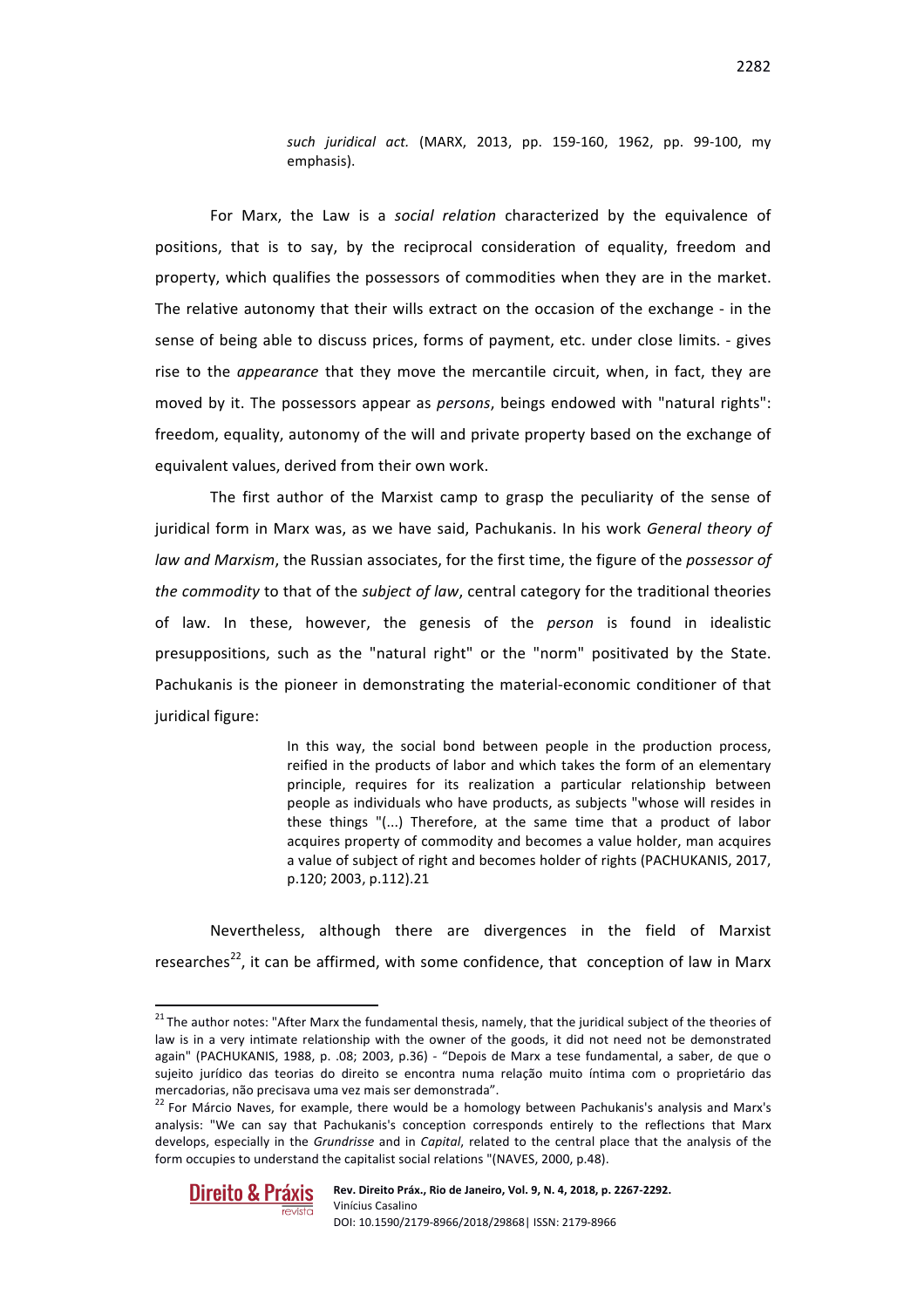> *such juridical act.* (MARX, 2013, pp. 159-160, 1962, pp. 99-100, my emphasis).

For Marx, the Law is a *social relation* characterized by the equivalence of positions, that is to say, by the reciprocal consideration of equality, freedom and property, which qualifies the possessors of commodities when they are in the market. The relative autonomy that their wills extract on the occasion of the exchange - in the sense of being able to discuss prices, forms of payment, etc. under close limits. - gives rise to the *appearance* that they move the mercantile circuit, when, in fact, they are moved by it. The possessors appear as *persons*, beings endowed with "natural rights": freedom, equality, autonomy of the will and private property based on the exchange of equivalent values, derived from their own work.

The first author of the Marxist camp to grasp the peculiarity of the sense of juridical form in Marx was, as we have said, Pachukanis. In his work *General theory of law and Marxism*, the Russian associates, for the first time, the figure of the *possessor of the commodity* to that of the *subject of law*, central category for the traditional theories of law. In these, however, the genesis of the *person* is found in idealistic presuppositions, such as the "natural right" or the "norm" positivated by the State. Pachukanis is the pioneer in demonstrating the material-economic conditioner of that juridical figure:

> In this way, the social bond between people in the production process, reified in the products of labor and which takes the form of an elementary principle, requires for its realization a particular relationship between people as individuals who have products, as subjects "whose will resides in these things "(...) Therefore, at the same time that a product of labor acquires property of commodity and becomes a value holder, man acquires a value of subject of right and becomes holder of rights (PACHUKANIS, 2017, p.120; 2003, p.112).21

Nevertheless, although there are divergences in the field of Marxist researches[22], it can be affirmed, with some confidence, that conception of law in Marx

[21] The author notes: "After Marx the fundamental thesis, namely, that the juridical subject of the theories of law is in a very intimate relationship with the owner of the goods, it did not need not be demonstrated again" (PACHUKANIS, 1988, p. .08; 2003, p.36) - "Depois de Marx a tese fundamental, a saber, de que o sujeito jurídico das teorias do direito se encontra numa relação muito íntima com o proprietário das mercadorias, não precisava uma vez mais ser demonstrada".

[22] For Márcio Naves, for example, there would be a homology between Pachukanis's analysis and Marx's analysis: "We can say that Pachukanis's conception corresponds entirely to the reflections that Marx develops, especially in the *Grundrisse* and in *Capital*, related to the central place that the analysis of the form occupies to understand the capitalist social relations "(NAVES, 2000, p.48).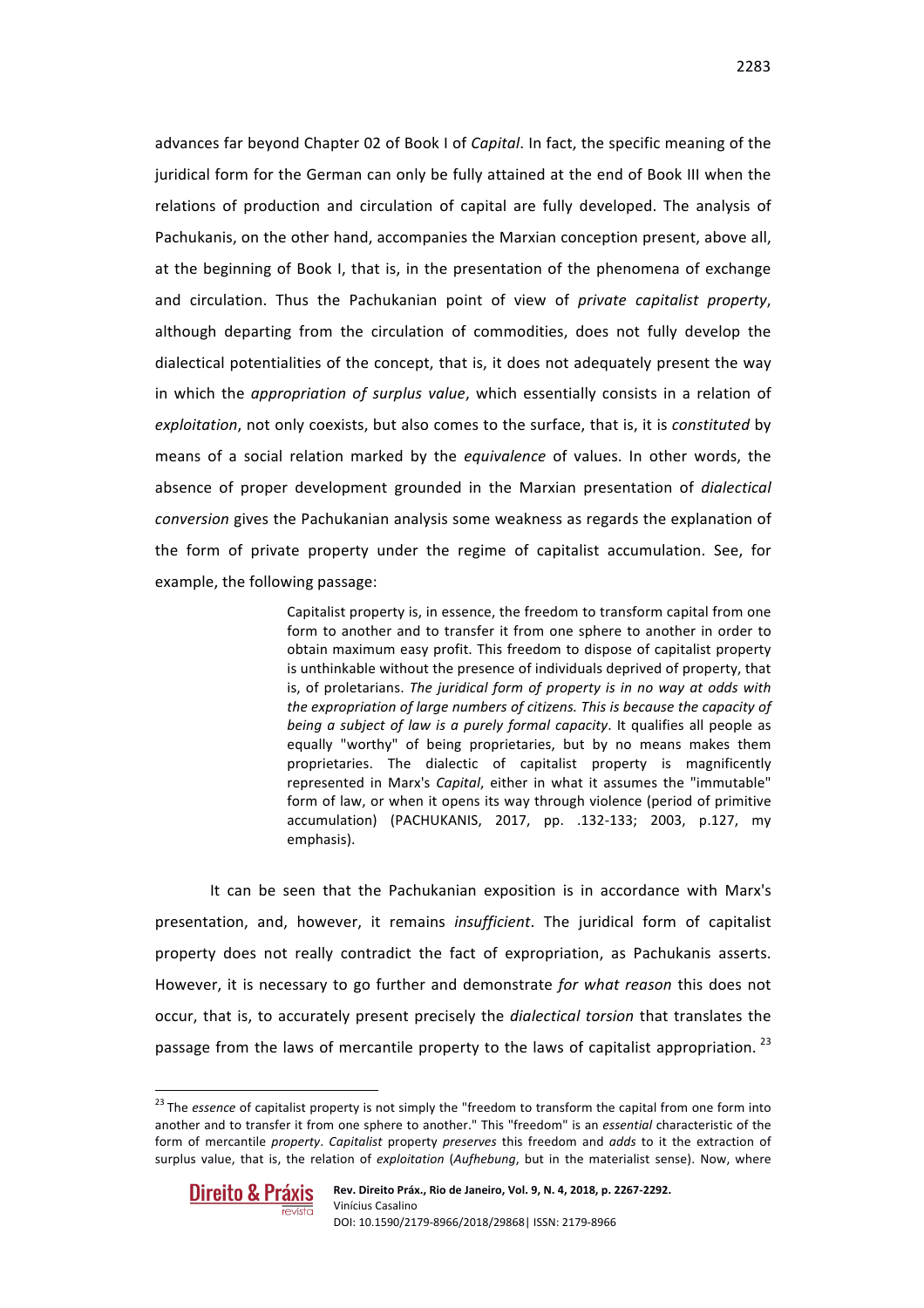advances far beyond Chapter 02 of Book I of *Capital*. In fact, the specific meaning of the juridical form for the German can only be fully attained at the end of Book III when the relations of production and circulation of capital are fully developed. The analysis of Pachukanis, on the other hand, accompanies the Marxian conception present, above all, at the beginning of Book I, that is, in the presentation of the phenomena of exchange and circulation. Thus the Pachukanian point of view of *private capitalist property*, although departing from the circulation of commodities, does not fully develop the dialectical potentialities of the concept, that is, it does not adequately present the way in which the *appropriation of surplus value*, which essentially consists in a relation of *exploitation*, not only coexists, but also comes to the surface, that is, it is *constituted* by means of a social relation marked by the *equivalence* of values. In other words, the absence of proper development grounded in the Marxian presentation of *dialectical conversion* gives the Pachukanian analysis some weakness as regards the explanation of the form of private property under the regime of capitalist accumulation. See, for example, the following passage:

> Capitalist property is, in essence, the freedom to transform capital from one form to another and to transfer it from one sphere to another in order to obtain maximum easy profit. This freedom to dispose of capitalist property is unthinkable without the presence of individuals deprived of property, that is, of proletarians. *The juridical form of property is in no way at odds with the expropriation of large numbers of citizens. This is because the capacity of being a subject of law is a purely formal capacity*. It qualifies all people as equally "worthy" of being proprietaries, but by no means makes them proprietaries. The dialectic of capitalist property is magnificently represented in Marx's *Capital*, either in what it assumes the "immutable" form of law, or when it opens its way through violence (period of primitive accumulation) (PACHUKANIS, 2017, pp. .132-133; 2003, p.127, my emphasis).

It can be seen that the Pachukanian exposition is in accordance with Marx's presentation, and, however, it remains *insufficient*. The juridical form of capitalist property does not really contradict the fact of expropriation, as Pachukanis asserts. However, it is necessary to go further and demonstrate *for what reason* this does not occur, that is, to accurately present precisely the *dialectical torsion* that translates the passage from the laws of mercantile property to the laws of capitalist appropriation. [23]

---

[23] The *essence* of capitalist property is not simply the "freedom to transform the capital from one form into another and to transfer it from one sphere to another." This "freedom" is an *essential* characteristic of the form of mercantile *property*. *Capitalist* property *preserves* this freedom and *adds* to it the extraction of surplus value, that is, the relation of *exploitation* (*Aufhebung*, but in the materialist sense). Now, where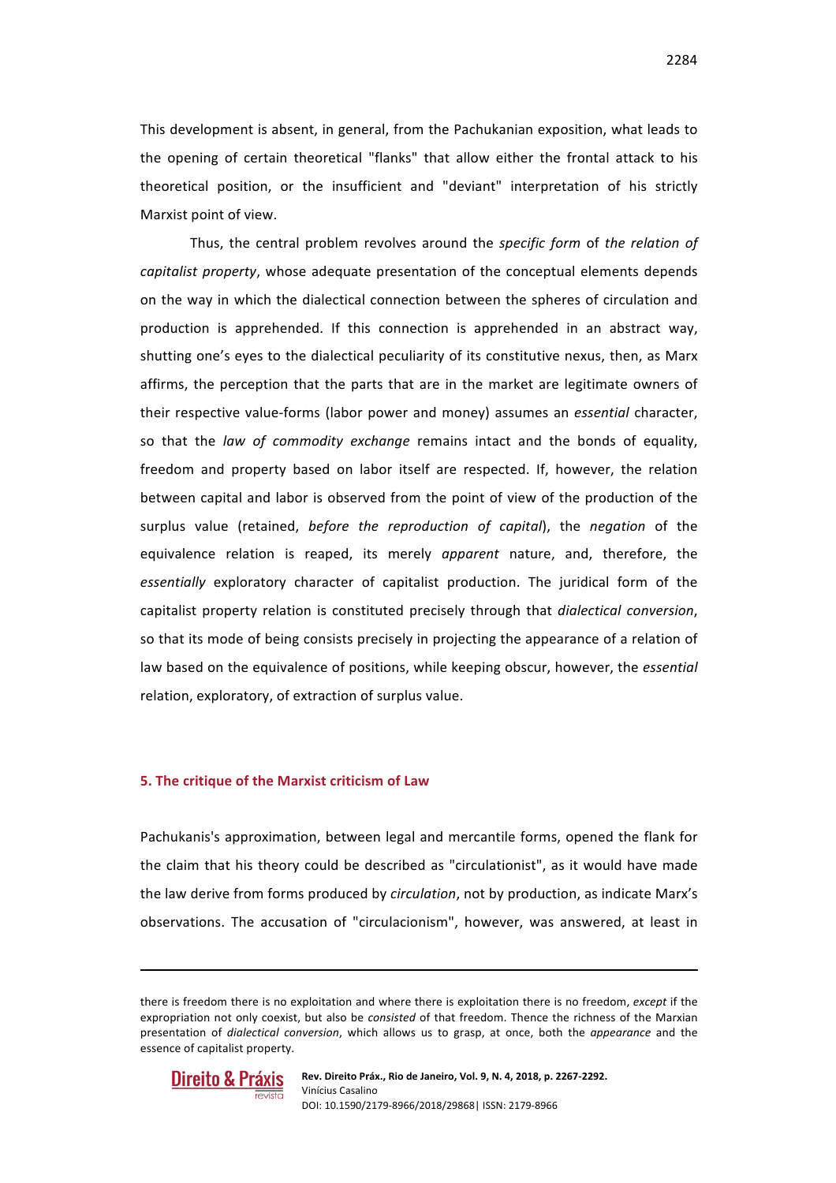This development is absent, in general, from the Pachukanian exposition, what leads to the opening of certain theoretical "flanks" that allow either the frontal attack to his theoretical position, or the insufficient and "deviant" interpretation of his strictly Marxist point of view.

Thus, the central problem revolves around the *specific form* of *the relation of capitalist property*, whose adequate presentation of the conceptual elements depends on the way in which the dialectical connection between the spheres of circulation and production is apprehended. If this connection is apprehended in an abstract way, shutting one's eyes to the dialectical peculiarity of its constitutive nexus, then, as Marx affirms, the perception that the parts that are in the market are legitimate owners of their respective value-forms (labor power and money) assumes an *essential* character, so that the *law of commodity exchange* remains intact and the bonds of equality, freedom and property based on labor itself are respected. If, however, the relation between capital and labor is observed from the point of view of the production of the surplus value (retained, *before the reproduction of capital*), the *negation* of the equivalence relation is reaped, its merely *apparent* nature, and, therefore, the *essentially* exploratory character of capitalist production. The juridical form of the capitalist property relation is constituted precisely through that *dialectical conversion*, so that its mode of being consists precisely in projecting the appearance of a relation of law based on the equivalence of positions, while keeping obscur, however, the *essential* relation, exploratory, of extraction of surplus value.

## 5. The critique of the Marxist criticism of Law

Pachukanis's approximation, between legal and mercantile forms, opened the flank for the claim that his theory could be described as "circulationist", as it would have made the law derive from forms produced by *circulation*, not by production, as indicate Marx's observations. The accusation of "circulacionism", however, was answered, at least in

---

there is freedom there is no exploitation and where there is exploitation there is no freedom, *except* if the expropriation not only coexist, but also be *consisted* of that freedom. Thence the richness of the Marxian presentation of *dialectical conversion*, which allows us to grasp, at once, both the *appearance* and the essence of capitalist property.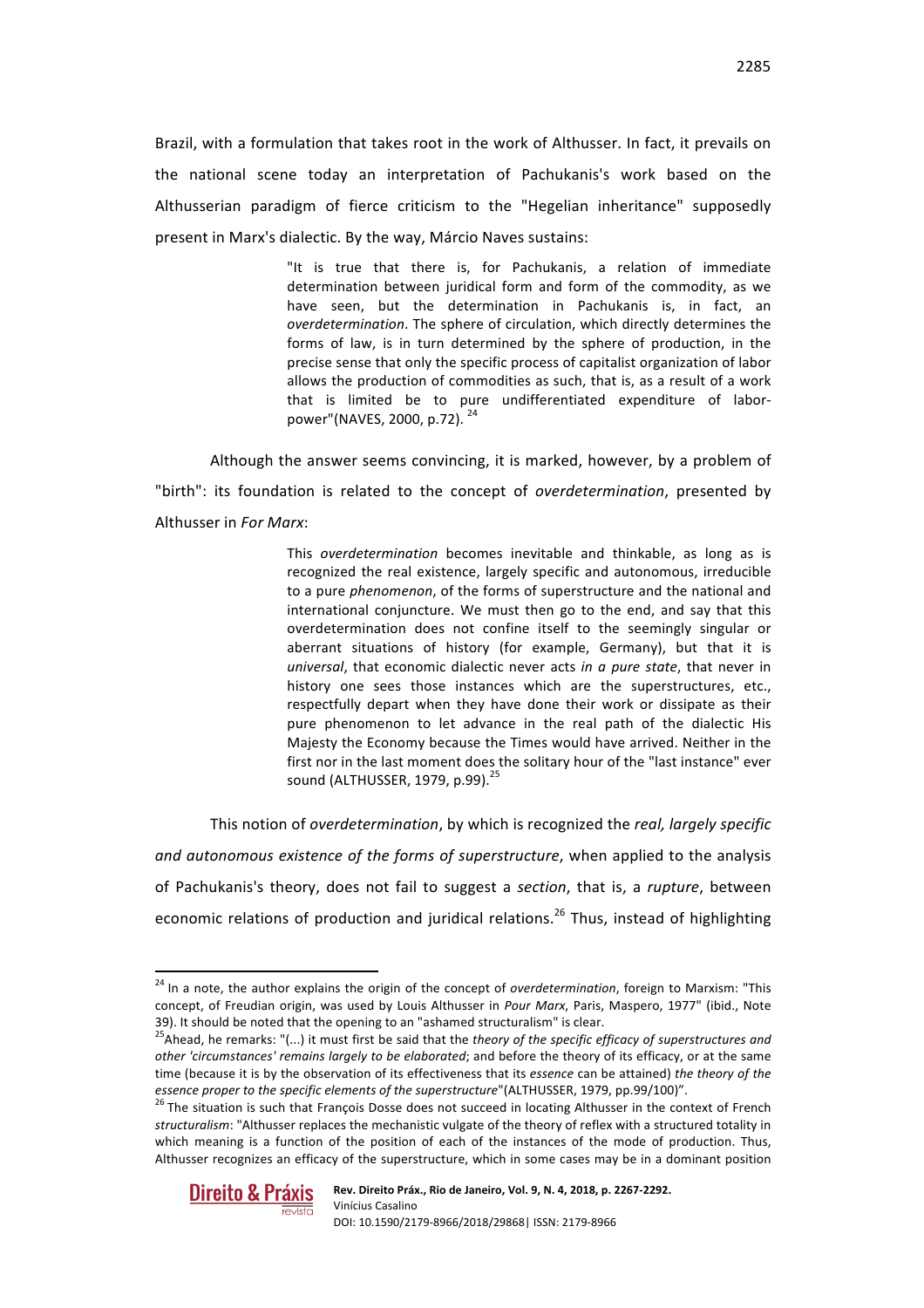Brazil, with a formulation that takes root in the work of Althusser. In fact, it prevails on the national scene today an interpretation of Pachukanis's work based on the Althusserian paradigm of fierce criticism to the "Hegelian inheritance" supposedly present in Marx's dialectic. By the way, Márcio Naves sustains:

> "It is true that there is, for Pachukanis, a relation of immediate determination between juridical form and form of the commodity, as we have seen, but the determination in Pachukanis is, in fact, an *overdetermination*. The sphere of circulation, which directly determines the forms of law, is in turn determined by the sphere of production, in the precise sense that only the specific process of capitalist organization of labor allows the production of commodities as such, that is, as a result of a work that is limited be to pure undifferentiated expenditure of labor-power"(NAVES, 2000, p.72). [24]

Although the answer seems convincing, it is marked, however, by a problem of "birth": its foundation is related to the concept of *overdetermination*, presented by Althusser in *For Marx*:

> This *overdetermination* becomes inevitable and thinkable, as long as is recognized the real existence, largely specific and autonomous, irreducible to a pure *phenomenon*, of the forms of superstructure and the national and international conjuncture. We must then go to the end, and say that this overdetermination does not confine itself to the seemingly singular or aberrant situations of history (for example, Germany), but that it is *universal*, that economic dialectic never acts *in a pure state*, that never in history one sees those instances which are the superstructures, etc., respectfully depart when they have done their work or dissipate as their pure phenomenon to let advance in the real path of the dialectic His Majesty the Economy because the Times would have arrived. Neither in the first nor in the last moment does the solitary hour of the "last instance" ever sound (ALTHUSSER, 1979, p.99).[25]

This notion of *overdetermination*, by which is recognized the *real, largely specific and autonomous existence of the forms of superstructure*, when applied to the analysis of Pachukanis's theory, does not fail to suggest a *section*, that is, a *rupture*, between economic relations of production and juridical relations.[26] Thus, instead of highlighting

---

[24] In a note, the author explains the origin of the concept of *overdetermination*, foreign to Marxism: "This concept, of Freudian origin, was used by Louis Althusser in *Pour Marx*, Paris, Maspero, 1977" (ibid., Note 39). It should be noted that the opening to an "ashamed structuralism" is clear.

[25] Ahead, he remarks: "(...) it must first be said that the *theory of the specific efficacy of superstructures and other 'circumstances' remains largely to be elaborated*; and before the theory of its efficacy, or at the same time (because it is by the observation of its effectiveness that its *essence* can be attained) *the theory of the essence proper to the specific elements of the superstructure*"(ALTHUSSER, 1979, pp.99/100)".

[26] The situation is such that François Dosse does not succeed in locating Althusser in the context of French *structuralism*: "Althusser replaces the mechanistic vulgate of the theory of reflex with a structured totality in which meaning is a function of the position of each of the instances of the mode of production. Thus, Althusser recognizes an efficacy of the superstructure, which in some cases may be in a dominant position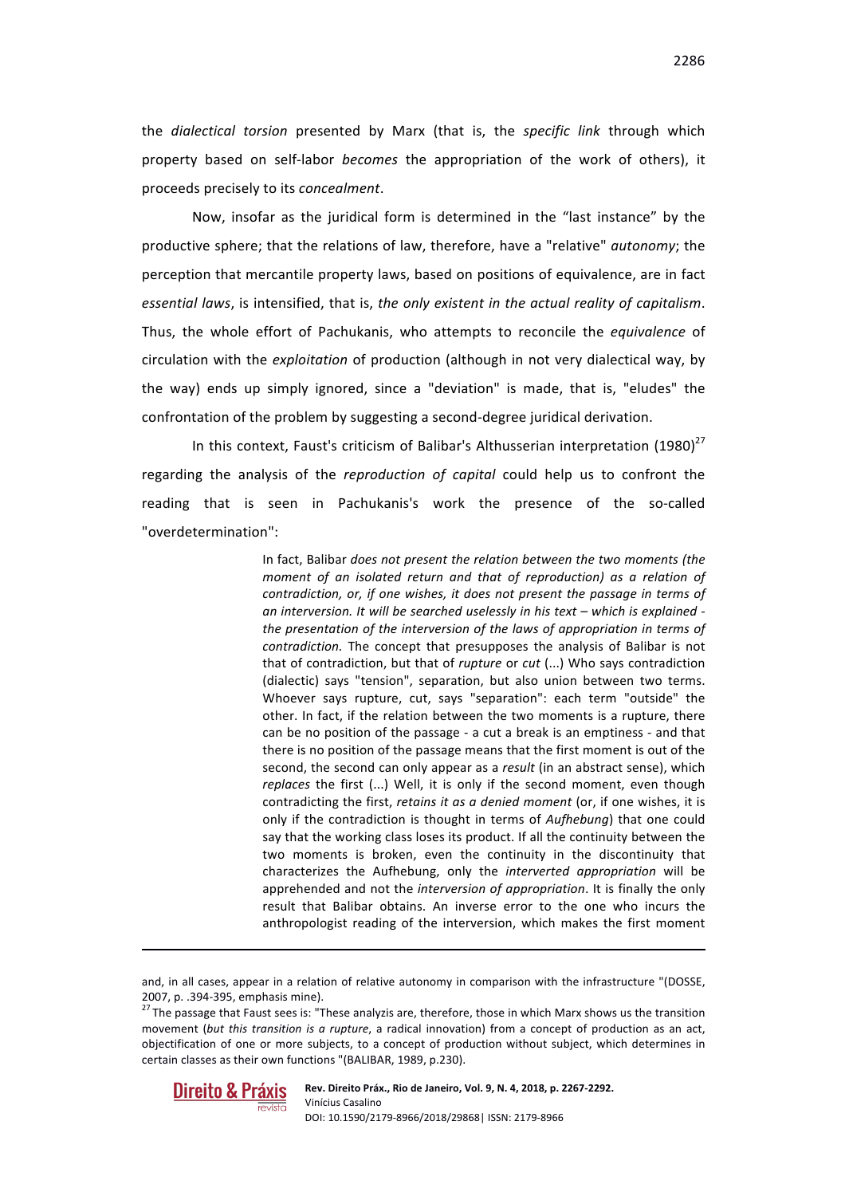the *dialectical torsion* presented by Marx (that is, the *specific link* through which property based on self-labor *becomes* the appropriation of the work of others), it proceeds precisely to its *concealment*.

Now, insofar as the juridical form is determined in the "last instance" by the productive sphere; that the relations of law, therefore, have a "relative" *autonomy*; the perception that mercantile property laws, based on positions of equivalence, are in fact *essential laws*, is intensified, that is, *the only existent in the actual reality of capitalism*. Thus, the whole effort of Pachukanis, who attempts to reconcile the *equivalence* of circulation with the *exploitation* of production (although in not very dialectical way, by the way) ends up simply ignored, since a "deviation" is made, that is, "eludes" the confrontation of the problem by suggesting a second-degree juridical derivation.

In this context, Faust's criticism of Balibar's Althusserian interpretation (1980)[27] regarding the analysis of the *reproduction of capital* could help us to confront the reading that is seen in Pachukanis's work the presence of the so-called "overdetermination":

> In fact, Balibar *does not present the relation between the two moments (the moment of an isolated return and that of reproduction) as a relation of contradiction, or, if one wishes, it does not present the passage in terms of an interversion. It will be searched uselessly in his text – which is explained - the presentation of the interversion of the laws of appropriation in terms of contradiction.* The concept that presupposes the analysis of Balibar is not that of contradiction, but that of *rupture* or *cut* (...) Who says contradiction (dialectic) says "tension", separation, but also union between two terms. Whoever says rupture, cut, says "separation": each term "outside" the other. In fact, if the relation between the two moments is a rupture, there can be no position of the passage - a cut a break is an emptiness - and that there is no position of the passage means that the first moment is out of the second, the second can only appear as a *result* (in an abstract sense), which *replaces* the first (...) Well, it is only if the second moment, even though contradicting the first, *retains it as a denied moment* (or, if one wishes, it is only if the contradiction is thought in terms of *Aufhebung*) that one could say that the working class loses its product. If all the continuity between the two moments is broken, even the continuity in the discontinuity that characterizes the Aufhebung, only the *interverted appropriation* will be apprehended and not the *interversion of appropriation*. It is finally the only result that Balibar obtains. An inverse error to the one who incurs the anthropologist reading of the interversion, which makes the first moment

---

and, in all cases, appear in a relation of relative autonomy in comparison with the infrastructure "(DOSSE, 2007, p. .394-395, emphasis mine).

[27] The passage that Faust sees is: "These analyzis are, therefore, those in which Marx shows us the transition movement (*but this transition is a rupture*, a radical innovation) from a concept of production as an act, objectification of one or more subjects, to a concept of production without subject, which determines in certain classes as their own functions "(BALIBAR, 1989, p.230).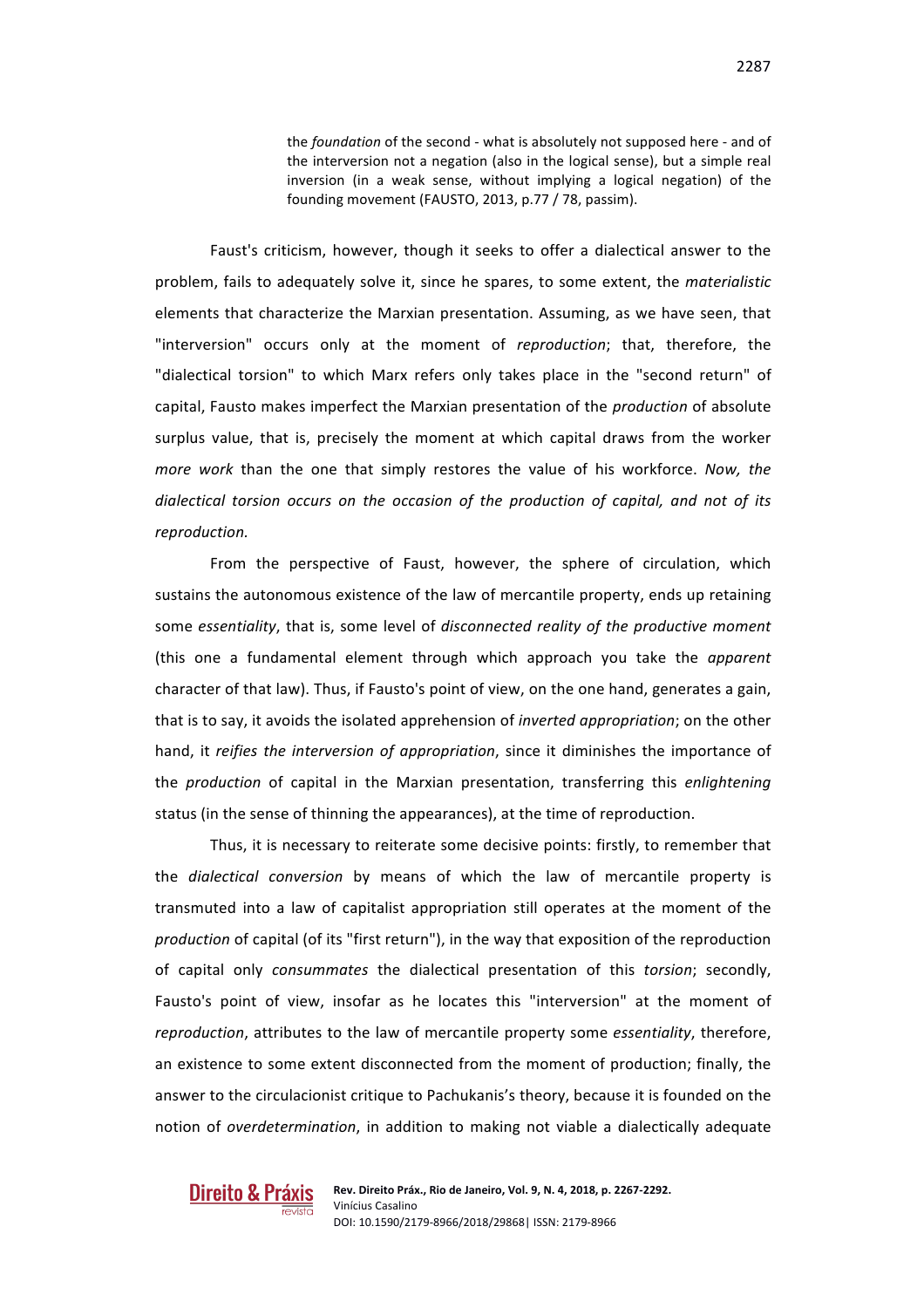> the *foundation* of the second - what is absolutely not supposed here - and of the interversion not a negation (also in the logical sense), but a simple real inversion (in a weak sense, without implying a logical negation) of the founding movement (FAUSTO, 2013, p.77 / 78, passim).

Faust's criticism, however, though it seeks to offer a dialectical answer to the problem, fails to adequately solve it, since he spares, to some extent, the *materialistic* elements that characterize the Marxian presentation. Assuming, as we have seen, that "interversion" occurs only at the moment of *reproduction*; that, therefore, the "dialectical torsion" to which Marx refers only takes place in the "second return" of capital, Fausto makes imperfect the Marxian presentation of the *production* of absolute surplus value, that is, precisely the moment at which capital draws from the worker *more work* than the one that simply restores the value of his workforce. *Now, the dialectical torsion occurs on the occasion of the production of capital, and not of its reproduction.*

From the perspective of Faust, however, the sphere of circulation, which sustains the autonomous existence of the law of mercantile property, ends up retaining some *essentiality*, that is, some level of *disconnected reality of the productive moment* (this one a fundamental element through which approach you take the *apparent* character of that law). Thus, if Fausto's point of view, on the one hand, generates a gain, that is to say, it avoids the isolated apprehension of *inverted appropriation*; on the other hand, it *reifies the interversion of appropriation*, since it diminishes the importance of the *production* of capital in the Marxian presentation, transferring this *enlightening* status (in the sense of thinning the appearances), at the time of reproduction.

Thus, it is necessary to reiterate some decisive points: firstly, to remember that the *dialectical conversion* by means of which the law of mercantile property is transmuted into a law of capitalist appropriation still operates at the moment of the *production* of capital (of its "first return"), in the way that exposition of the reproduction of capital only *consummates* the dialectical presentation of this *torsion*; secondly, Fausto's point of view, insofar as he locates this "interversion" at the moment of *reproduction*, attributes to the law of mercantile property some *essentiality*, therefore, an existence to some extent disconnected from the moment of production; finally, the answer to the circulacionist critique to Pachukanis's theory, because it is founded on the notion of *overdetermination*, in addition to making not viable a dialectically adequate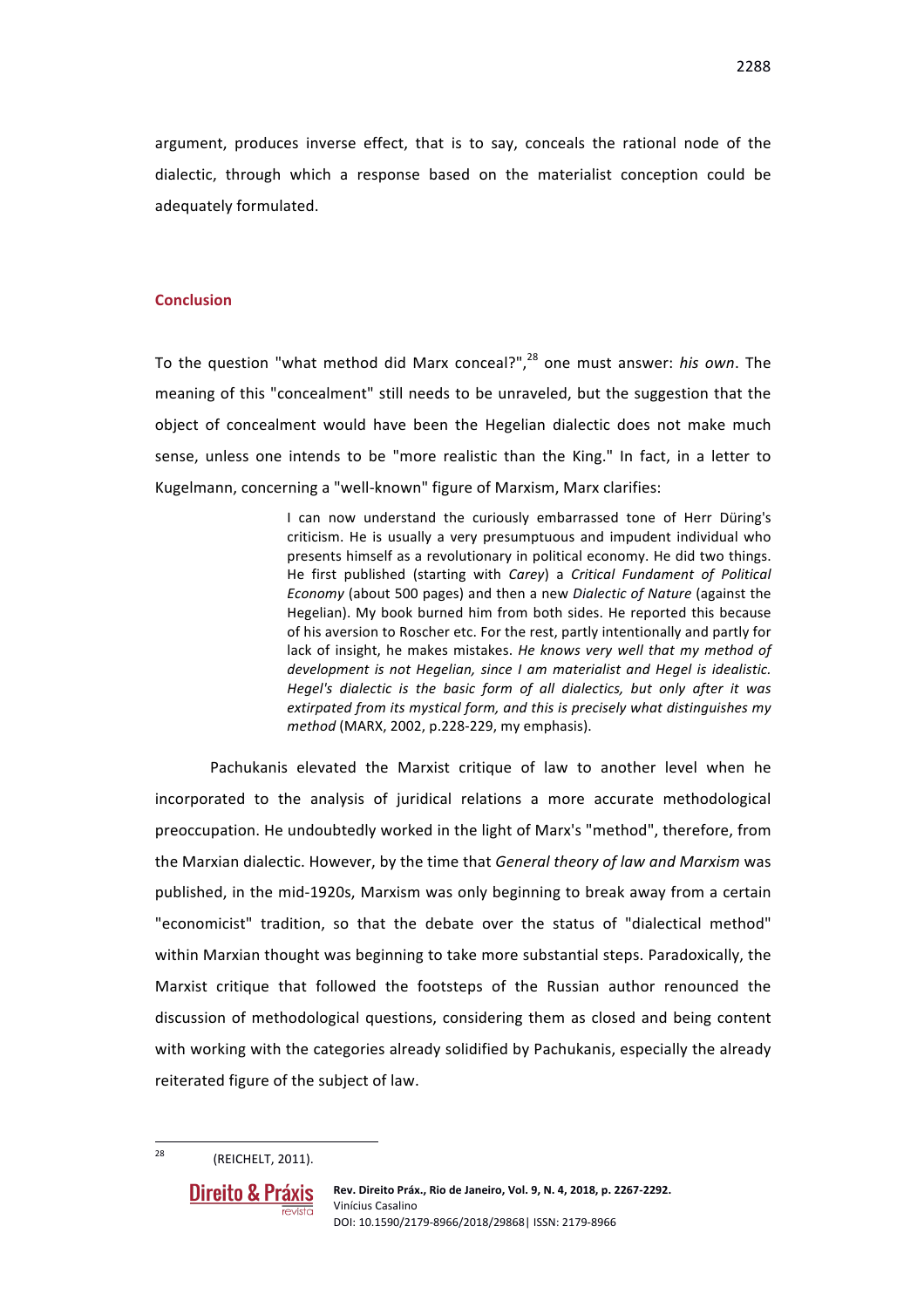argument, produces inverse effect, that is to say, conceals the rational node of the dialectic, through which a response based on the materialist conception could be adequately formulated.

## Conclusion

To the question "what method did Marx conceal?",[28] one must answer: *his own*. The meaning of this "concealment" still needs to be unraveled, but the suggestion that the object of concealment would have been the Hegelian dialectic does not make much sense, unless one intends to be "more realistic than the King." In fact, in a letter to Kugelmann, concerning a "well-known" figure of Marxism, Marx clarifies:

> I can now understand the curiously embarrassed tone of Herr Düring's criticism. He is usually a very presumptuous and impudent individual who presents himself as a revolutionary in political economy. He did two things. He first published (starting with *Carey*) a *Critical Fundament of Political Economy* (about 500 pages) and then a new *Dialectic of Nature* (against the Hegelian). My book burned him from both sides. He reported this because of his aversion to Roscher etc. For the rest, partly intentionally and partly for lack of insight, he makes mistakes. *He knows very well that my method of development is not Hegelian, since I am materialist and Hegel is idealistic. Hegel's dialectic is the basic form of all dialectics, but only after it was extirpated from its mystical form, and this is precisely what distinguishes my method* (MARX, 2002, p.228-229, my emphasis).

Pachukanis elevated the Marxist critique of law to another level when he incorporated to the analysis of juridical relations a more accurate methodological preoccupation. He undoubtedly worked in the light of Marx's "method", therefore, from the Marxian dialectic. However, by the time that *General theory of law and Marxism* was published, in the mid-1920s, Marxism was only beginning to break away from a certain "economicist" tradition, so that the debate over the status of "dialectical method" within Marxian thought was beginning to take more substantial steps. Paradoxically, the Marxist critique that followed the footsteps of the Russian author renounced the discussion of methodological questions, considering them as closed and being content with working with the categories already solidified by Pachukanis, especially the already reiterated figure of the subject of law.

[28] (REICHELT, 2011).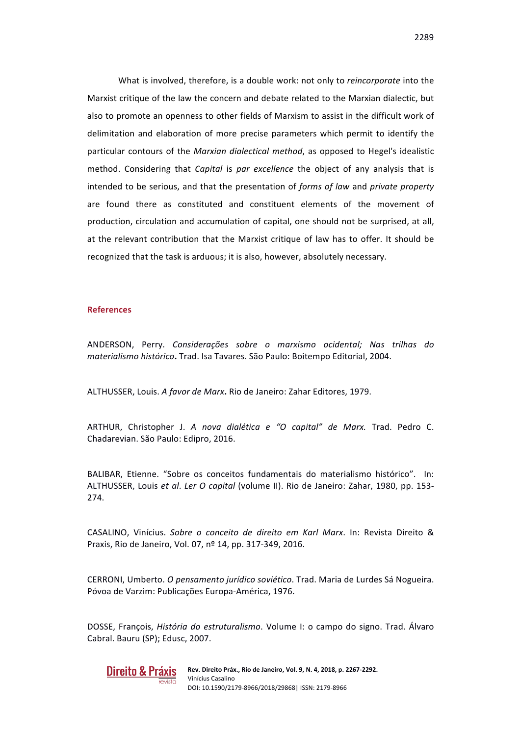What is involved, therefore, is a double work: not only to *reincorporate* into the Marxist critique of the law the concern and debate related to the Marxian dialectic, but also to promote an openness to other fields of Marxism to assist in the difficult work of delimitation and elaboration of more precise parameters which permit to identify the particular contours of the *Marxian dialectical method*, as opposed to Hegel's idealistic method. Considering that *Capital* is *par excellence* the object of any analysis that is intended to be serious, and that the presentation of *forms of law* and *private property* are found there as constituted and constituent elements of the movement of production, circulation and accumulation of capital, one should not be surprised, at all, at the relevant contribution that the Marxist critique of law has to offer. It should be recognized that the task is arduous; it is also, however, absolutely necessary.

## References

ANDERSON, Perry. *Considerações sobre o marxismo ocidental; Nas trilhas do materialismo histórico***.** Trad. Isa Tavares. São Paulo: Boitempo Editorial, 2004.

ALTHUSSER, Louis. *A favor de Marx***.** Rio de Janeiro: Zahar Editores, 1979.

ARTHUR, Christopher J. *A nova dialética e "O capital" de Marx.* Trad. Pedro C. Chadarevian. São Paulo: Edipro, 2016.

BALIBAR, Etienne. "Sobre os conceitos fundamentais do materialismo histórico". In: ALTHUSSER, Louis *et al*. *Ler O capital* (volume II). Rio de Janeiro: Zahar, 1980, pp. 153-274.

CASALINO, Vinícius. *Sobre o conceito de direito em Karl Marx*. In: Revista Direito & Praxis, Rio de Janeiro, Vol. 07, nº 14, pp. 317-349, 2016.

CERRONI, Umberto. *O pensamento jurídico soviético*. Trad. Maria de Lurdes Sá Nogueira. Póvoa de Varzim: Publicações Europa-América, 1976.

DOSSE, François, *História do estruturalismo*. Volume I: o campo do signo. Trad. Álvaro Cabral. Bauru (SP); Edusc, 2007.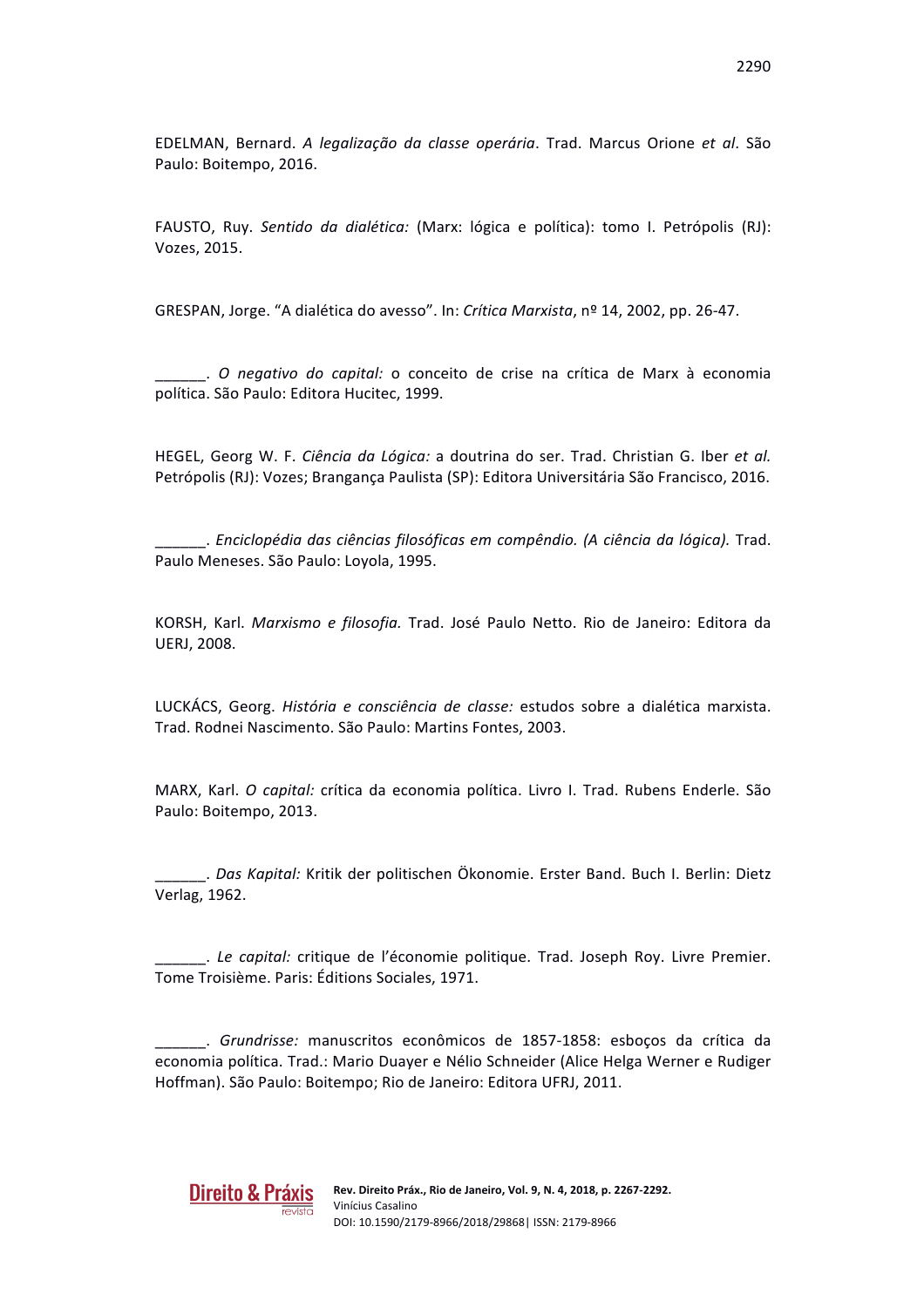EDELMAN, Bernard. *A legalização da classe operária*. Trad. Marcus Orione *et al*. São Paulo: Boitempo, 2016.

FAUSTO, Ruy. *Sentido da dialética:* (Marx: lógica e política): tomo I. Petrópolis (RJ): Vozes, 2015.

GRESPAN, Jorge. "A dialética do avesso". In: *Crítica Marxista*, nº 14, 2002, pp. 26-47.

______. *O negativo do capital:* o conceito de crise na crítica de Marx à economia política. São Paulo: Editora Hucitec, 1999.

HEGEL, Georg W. F. *Ciência da Lógica:* a doutrina do ser. Trad. Christian G. Iber *et al.* Petrópolis (RJ): Vozes; Brangança Paulista (SP): Editora Universitária São Francisco, 2016.

______. *Enciclopédia das ciências filosóficas em compêndio. (A ciência da lógica).* Trad. Paulo Meneses. São Paulo: Loyola, 1995.

KORSH, Karl. *Marxismo e filosofia.* Trad. José Paulo Netto. Rio de Janeiro: Editora da UERJ, 2008.

LUCKÁCS, Georg. *História e consciência de classe:* estudos sobre a dialética marxista. Trad. Rodnei Nascimento. São Paulo: Martins Fontes, 2003.

MARX, Karl. *O capital:* crítica da economia política. Livro I. Trad. Rubens Enderle. São Paulo: Boitempo, 2013.

______. *Das Kapital:* Kritik der politischen Ökonomie. Erster Band. Buch I. Berlin: Dietz Verlag, 1962.

______. *Le capital:* critique de l'économie politique. Trad. Joseph Roy. Livre Premier. Tome Troisième. Paris: Éditions Sociales, 1971.

______. *Grundrisse:* manuscritos econômicos de 1857-1858: esboços da crítica da economia política. Trad.: Mario Duayer e Nélio Schneider (Alice Helga Werner e Rudiger Hoffman). São Paulo: Boitempo; Rio de Janeiro: Editora UFRJ, 2011.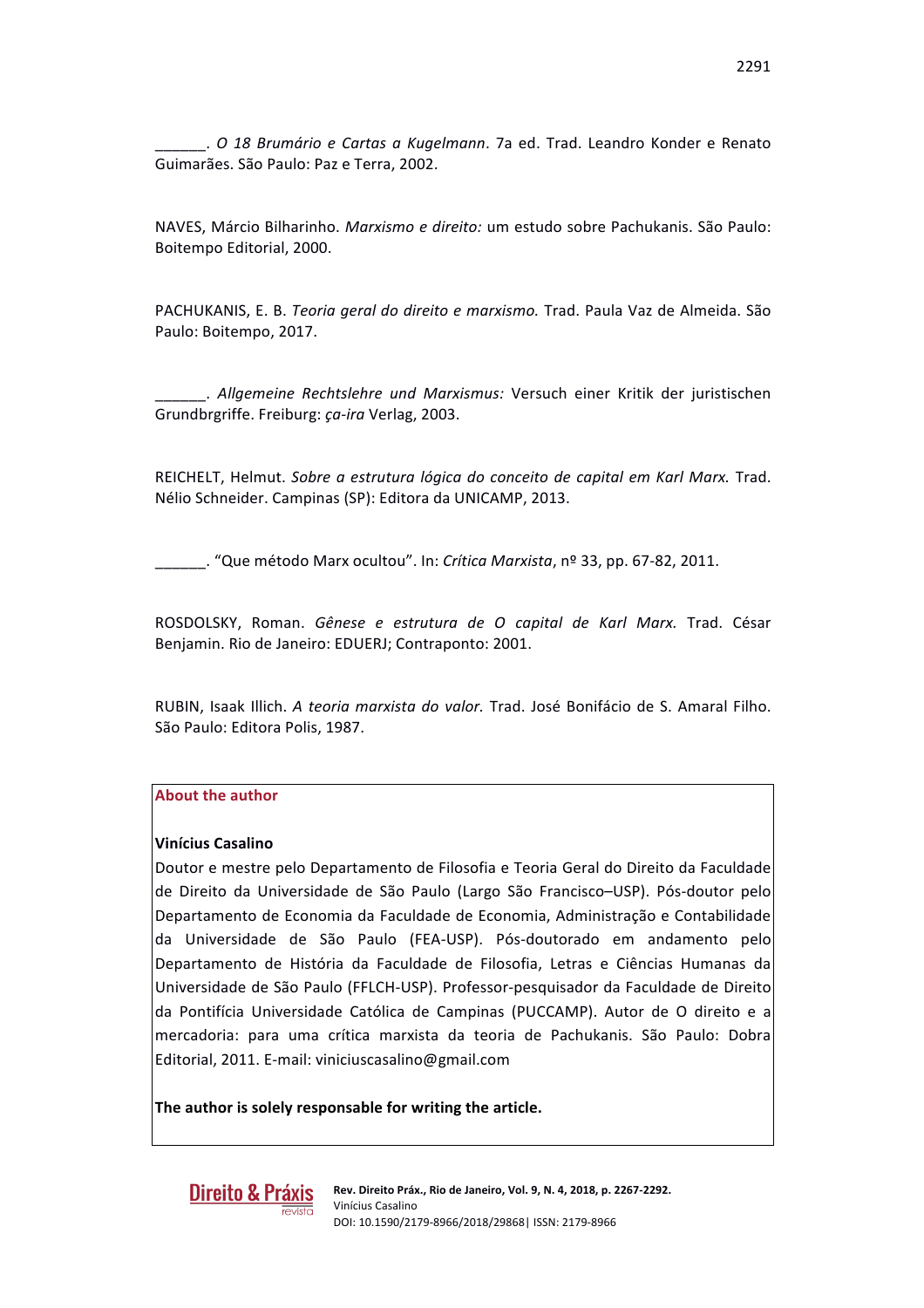______. *O 18 Brumário e Cartas a Kugelmann*. 7a ed. Trad. Leandro Konder e Renato Guimarães. São Paulo: Paz e Terra, 2002.

NAVES, Márcio Bilharinho. *Marxismo e direito:* um estudo sobre Pachukanis. São Paulo: Boitempo Editorial, 2000.

PACHUKANIS, E. B. *Teoria geral do direito e marxismo.* Trad. Paula Vaz de Almeida. São Paulo: Boitempo, 2017.

______. *Allgemeine Rechtslehre und Marxismus:* Versuch einer Kritik der juristischen Grundbrgriffe. Freiburg: *ça-ira* Verlag, 2003.

REICHELT, Helmut. *Sobre a estrutura lógica do conceito de capital em Karl Marx.* Trad. Nélio Schneider. Campinas (SP): Editora da UNICAMP, 2013.

______. "Que método Marx ocultou". In: *Crítica Marxista*, nº 33, pp. 67-82, 2011.

ROSDOLSKY, Roman. *Gênese e estrutura de O capital de Karl Marx.* Trad. César Benjamin. Rio de Janeiro: EDUERJ; Contraponto: 2001.

RUBIN, Isaak Illich. *A teoria marxista do valor.* Trad. José Bonifácio de S. Amaral Filho. São Paulo: Editora Polis, 1987.

**About the author**

**Vinícius Casalino**

Doutor e mestre pelo Departamento de Filosofia e Teoria Geral do Direito da Faculdade de Direito da Universidade de São Paulo (Largo São Francisco–USP). Pós-doutor pelo Departamento de Economia da Faculdade de Economia, Administração e Contabilidade da Universidade de São Paulo (FEA-USP). Pós-doutorado em andamento pelo Departamento de História da Faculdade de Filosofia, Letras e Ciências Humanas da Universidade de São Paulo (FFLCH-USP). Professor-pesquisador da Faculdade de Direito da Pontifícia Universidade Católica de Campinas (PUCCAMP). Autor de O direito e a mercadoria: para uma crítica marxista da teoria de Pachukanis. São Paulo: Dobra Editorial, 2011. E-mail: viniciuscasalino@gmail.com

**The author is solely responsable for writing the article.**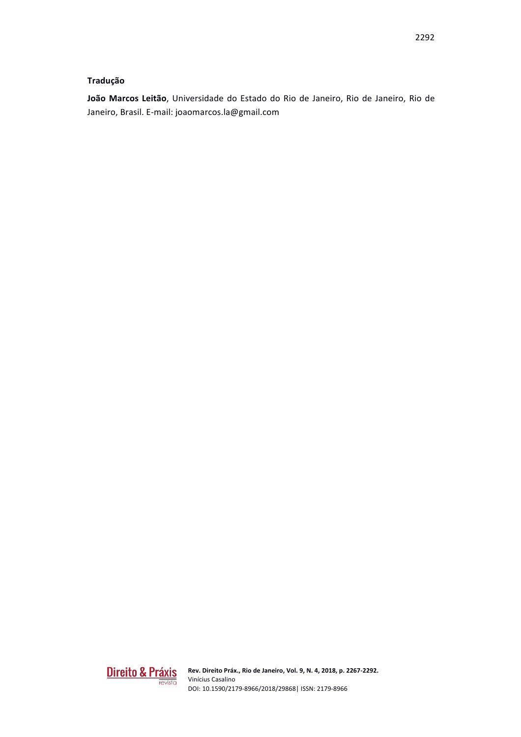**Tradução**

**João Marcos Leitão**, Universidade do Estado do Rio de Janeiro, Rio de Janeiro, Rio de Janeiro, Brasil. E-mail: joaomarcos.la@gmail.com